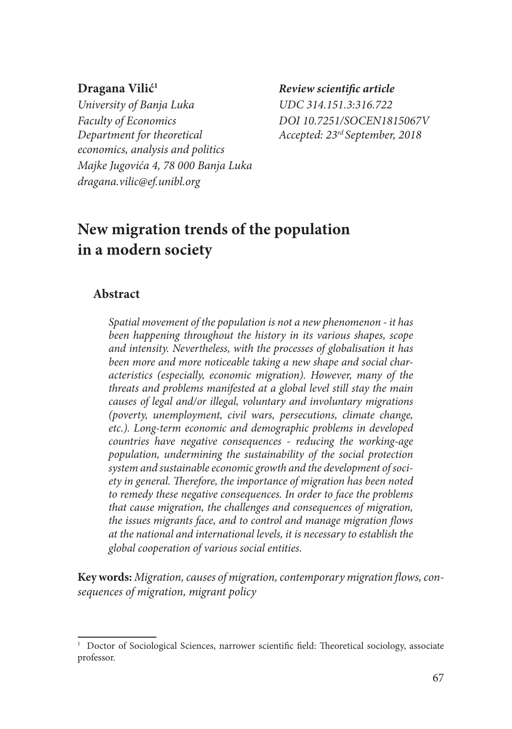**Dragana Vilić**[1]
*University of Banja Luka*
*Faculty of Economics*
*Department for theoretical economics, analysis and politics*
*Majke Jugovića 4, 78 000 Banja Luka*
*dragana.vilic@ef.unibl.org*

***Review scientific article***
*UDC 314.151.3:316.722*
*DOI 10.7251/SOCEN1815067V*
*Accepted: 23rd September, 2018*

# New migration trends of the population in a modern society

## Abstract

*Spatial movement of the population is not a new phenomenon - it has been happening throughout the history in its various shapes, scope and intensity. Nevertheless, with the processes of globalisation it has been more and more noticeable taking a new shape and social characteristics (especially, economic migration). However, many of the threats and problems manifested at a global level still stay the main causes of legal and/or illegal, voluntary and involuntary migrations (poverty, unemployment, civil wars, persecutions, climate change, etc.). Long-term economic and demographic problems in developed countries have negative consequences - reducing the working-age population, undermining the sustainability of the social protection system and sustainable economic growth and the development of society in general. Therefore, the importance of migration has been noted to remedy these negative consequences. In order to face the problems that cause migration, the challenges and consequences of migration, the issues migrants face, and to control and manage migration flows at the national and international levels, it is necessary to establish the global cooperation of various social entities.*

**Key words:** *Migration, causes of migration, contemporary migration flows, consequences of migration, migrant policy*

---

[1] Doctor of Sociological Sciences, narrower scientific field: Theoretical sociology, associate professor.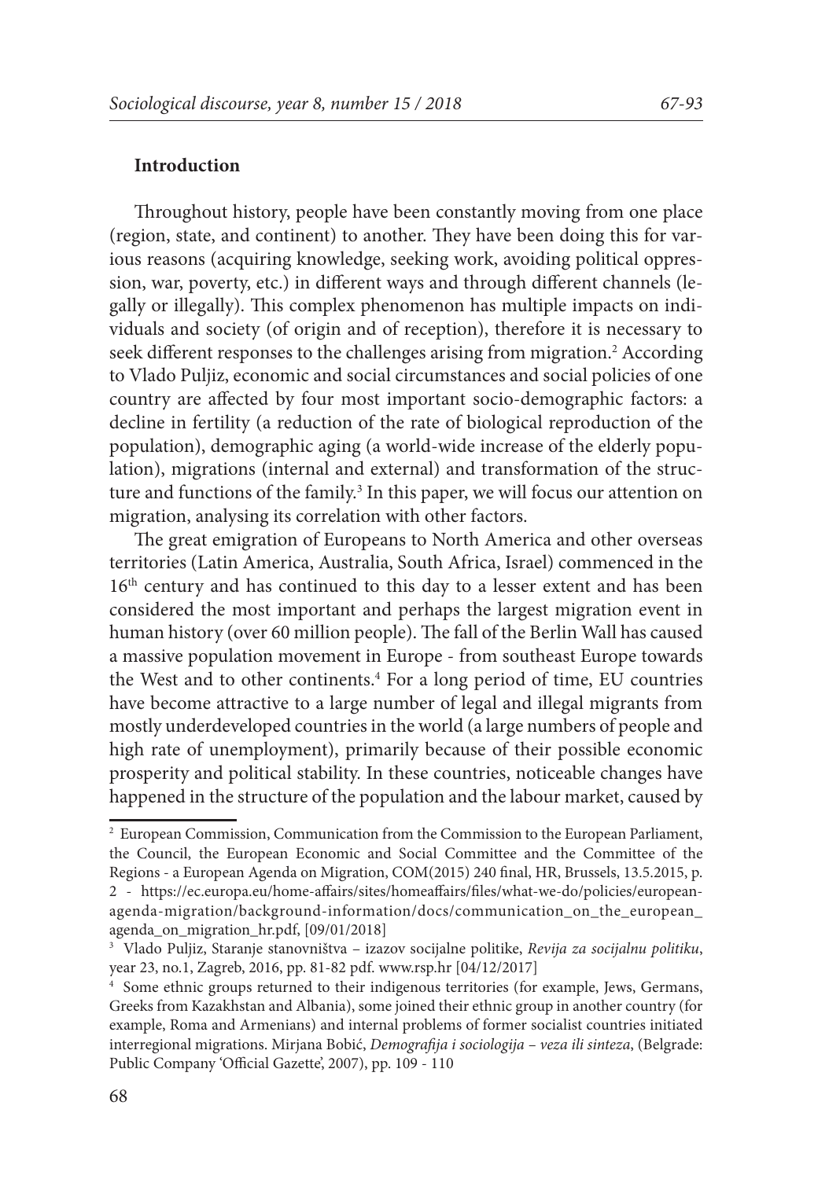## Introduction

Throughout history, people have been constantly moving from one place (region, state, and continent) to another. They have been doing this for various reasons (acquiring knowledge, seeking work, avoiding political oppression, war, poverty, etc.) in different ways and through different channels (legally or illegally). This complex phenomenon has multiple impacts on individuals and society (of origin and of reception), therefore it is necessary to seek different responses to the challenges arising from migration.[2] According to Vlado Puljiz, economic and social circumstances and social policies of one country are affected by four most important socio-demographic factors: a decline in fertility (a reduction of the rate of biological reproduction of the population), demographic aging (a world-wide increase of the elderly population), migrations (internal and external) and transformation of the structure and functions of the family.[3] In this paper, we will focus our attention on migration, analysing its correlation with other factors.

The great emigration of Europeans to North America and other overseas territories (Latin America, Australia, South Africa, Israel) commenced in the 16th century and has continued to this day to a lesser extent and has been considered the most important and perhaps the largest migration event in human history (over 60 million people). The fall of the Berlin Wall has caused a massive population movement in Europe - from southeast Europe towards the West and to other continents.[4] For a long period of time, EU countries have become attractive to a large number of legal and illegal migrants from mostly underdeveloped countries in the world (a large numbers of people and high rate of unemployment), primarily because of their possible economic prosperity and political stability. In these countries, noticeable changes have happened in the structure of the population and the labour market, caused by

---

[2] European Commission, Communication from the Commission to the European Parliament, the Council, the European Economic and Social Committee and the Committee of the Regions - a European Agenda on Migration, COM(2015) 240 final, HR, Brussels, 13.5.2015, p. 2 - https://ec.europa.eu/home-affairs/sites/homeaffairs/files/what-we-do/policies/european-agenda-migration/background-information/docs/communication_on_the_european_agenda_on_migration_hr.pdf, [09/01/2018]

[3] Vlado Puljiz, Staranje stanovništva – izazov socijalne politike, *Revija za socijalnu politiku*, year 23, no.1, Zagreb, 2016, pp. 81-82 pdf. www.rsp.hr [04/12/2017]

[4] Some ethnic groups returned to their indigenous territories (for example, Jews, Germans, Greeks from Kazakhstan and Albania), some joined their ethnic group in another country (for example, Roma and Armenians) and internal problems of former socialist countries initiated interregional migrations. Mirjana Bobić, *Demografija i sociologija – veza ili sinteza*, (Belgrade: Public Company 'Official Gazette', 2007), pp. 109 - 110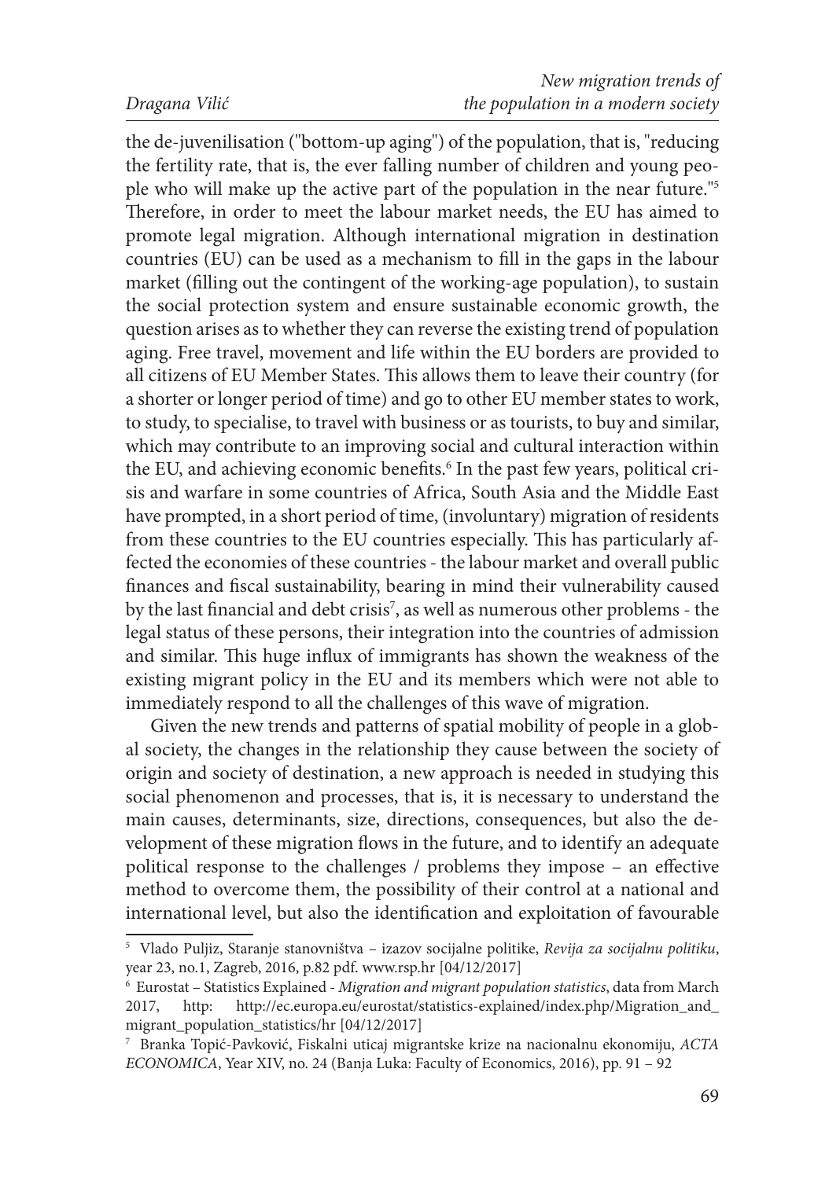the de-juvenilisation ("bottom-up aging") of the population, that is, "reducing the fertility rate, that is, the ever falling number of children and young people who will make up the active part of the population in the near future."[5] Therefore, in order to meet the labour market needs, the EU has aimed to promote legal migration. Although international migration in destination countries (EU) can be used as a mechanism to fill in the gaps in the labour market (filling out the contingent of the working-age population), to sustain the social protection system and ensure sustainable economic growth, the question arises as to whether they can reverse the existing trend of population aging. Free travel, movement and life within the EU borders are provided to all citizens of EU Member States. This allows them to leave their country (for a shorter or longer period of time) and go to other EU member states to work, to study, to specialise, to travel with business or as tourists, to buy and similar, which may contribute to an improving social and cultural interaction within the EU, and achieving economic benefits.[6] In the past few years, political crisis and warfare in some countries of Africa, South Asia and the Middle East have prompted, in a short period of time, (involuntary) migration of residents from these countries to the EU countries especially. This has particularly affected the economies of these countries - the labour market and overall public finances and fiscal sustainability, bearing in mind their vulnerability caused by the last financial and debt crisis[7], as well as numerous other problems - the legal status of these persons, their integration into the countries of admission and similar. This huge influx of immigrants has shown the weakness of the existing migrant policy in the EU and its members which were not able to immediately respond to all the challenges of this wave of migration.

Given the new trends and patterns of spatial mobility of people in a global society, the changes in the relationship they cause between the society of origin and society of destination, a new approach is needed in studying this social phenomenon and processes, that is, it is necessary to understand the main causes, determinants, size, directions, consequences, but also the development of these migration flows in the future, and to identify an adequate political response to the challenges / problems they impose – an effective method to overcome them, the possibility of their control at a national and international level, but also the identification and exploitation of favourable

---

[5] Vlado Puljiz, Staranje stanovništva – izazov socijalne politike, *Revija za socijalnu politiku*, year 23, no.1, Zagreb, 2016, p.82 pdf. www.rsp.hr [04/12/2017]

[6] Eurostat – Statistics Explained - *Migration and migrant population statistics*, data from March 2017, http: http://ec.europa.eu/eurostat/statistics-explained/index.php/Migration_and_migrant_population_statistics/hr [04/12/2017]

[7] Branka Topić-Pavković, Fiskalni uticaj migrantske krize na nacionalnu ekonomiju, *ACTA ECONOMICA*, Year XIV, no. 24 (Banja Luka: Faculty of Economics, 2016), pp. 91 – 92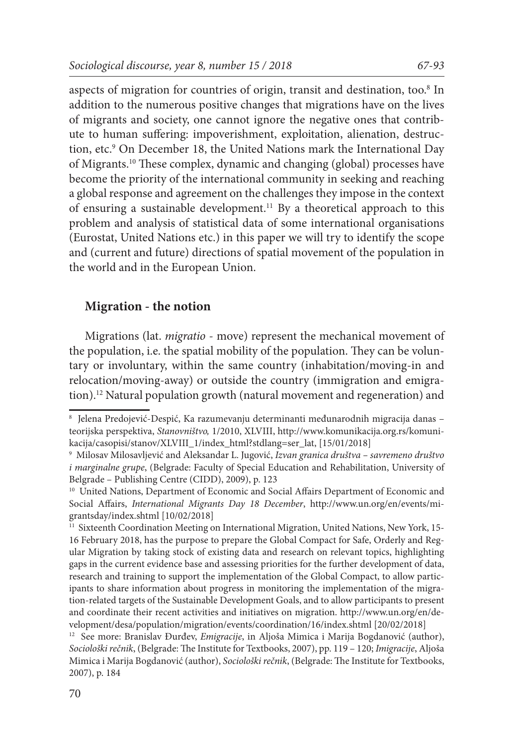aspects of migration for countries of origin, transit and destination, too.[8] In addition to the numerous positive changes that migrations have on the lives of migrants and society, one cannot ignore the negative ones that contribute to human suffering: impoverishment, exploitation, alienation, destruction, etc.[9] On December 18, the United Nations mark the International Day of Migrants.[10] These complex, dynamic and changing (global) processes have become the priority of the international community in seeking and reaching a global response and agreement on the challenges they impose in the context of ensuring a sustainable development.[11] By a theoretical approach to this problem and analysis of statistical data of some international organisations (Eurostat, United Nations etc.) in this paper we will try to identify the scope and (current and future) directions of spatial movement of the population in the world and in the European Union.

## Migration - the notion

Migrations (lat. *migratio* - move) represent the mechanical movement of the population, i.e. the spatial mobility of the population. They can be voluntary or involuntary, within the same country (inhabitation/moving-in and relocation/moving-away) or outside the country (immigration and emigration).[12] Natural population growth (natural movement and regeneration) and

---

[8] Jelena Predojević-Despić, Ka razumevanju determinanti međunarodnih migracija danas – teorijska perspektiva, *Stanovništvo,* 1/2010, XLVIII, http://www.komunikacija.org.rs/komunikacija/casopisi/stanov/XLVIII_1/index_html?stdlang=ser_lat, [15/01/2018]

[9] Milosav Milosavljević and Aleksandar L. Jugović, *Izvan granica društva – savremeno društvo i marginalne grupe*, (Belgrade: Faculty of Special Education and Rehabilitation, University of Belgrade – Publishing Centre (CIDD), 2009), p. 123

[10] United Nations, Department of Economic and Social Affairs Department of Economic and Social Affairs, *International Migrants Day 18 December*, http://www.un.org/en/events/migrantsday/index.shtml [10/02/2018]

[11] Sixteenth Coordination Meeting on International Migration, United Nations, New York, 15-16 February 2018, has the purpose to prepare the Global Compact for Safe, Orderly and Regular Migration by taking stock of existing data and research on relevant topics, highlighting gaps in the current evidence base and assessing priorities for the further development of data, research and training to support the implementation of the Global Compact, to allow participants to share information about progress in monitoring the implementation of the migration-related targets of the Sustainable Development Goals, and to allow participants to present and coordinate their recent activities and initiatives on migration. http://www.un.org/en/development/desa/population/migration/events/coordination/16/index.shtml [20/02/2018]

[12] See more: Branislav Đurđev, *Emigracije*, in Aljoša Mimica i Marija Bogdanović (author), *Sociološki rečnik*, (Belgrade: The Institute for Textbooks, 2007), pp. 119 – 120; *Imigracije*, Aljoša Mimica i Marija Bogdanović (author), *Sociološki rečnik*, (Belgrade: The Institute for Textbooks, 2007), p. 184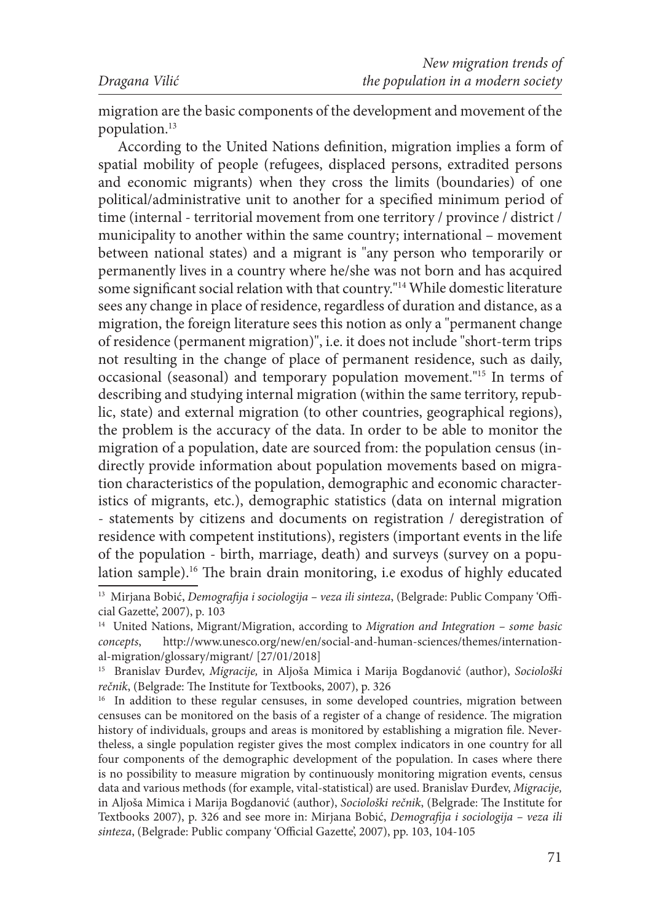migration are the basic components of the development and movement of the population.[13]

According to the United Nations definition, migration implies a form of spatial mobility of people (refugees, displaced persons, extradited persons and economic migrants) when they cross the limits (boundaries) of one political/administrative unit to another for a specified minimum period of time (internal - territorial movement from one territory / province / district / municipality to another within the same country; international – movement between national states) and a migrant is "any person who temporarily or permanently lives in a country where he/she was not born and has acquired some significant social relation with that country."[14] While domestic literature sees any change in place of residence, regardless of duration and distance, as a migration, the foreign literature sees this notion as only a "permanent change of residence (permanent migration)", i.e. it does not include "short-term trips not resulting in the change of place of permanent residence, such as daily, occasional (seasonal) and temporary population movement."[15] In terms of describing and studying internal migration (within the same territory, republic, state) and external migration (to other countries, geographical regions), the problem is the accuracy of the data. In order to be able to monitor the migration of a population, date are sourced from: the population census (indirectly provide information about population movements based on migration characteristics of the population, demographic and economic characteristics of migrants, etc.), demographic statistics (data on internal migration - statements by citizens and documents on registration / deregistration of residence with competent institutions), registers (important events in the life of the population - birth, marriage, death) and surveys (survey on a population sample).[16] The brain drain monitoring, i.e exodus of highly educated

---

[13] Mirjana Bobić, *Demografija i sociologija – veza ili sinteza*, (Belgrade: Public Company 'Official Gazette', 2007), p. 103

[14] United Nations, Migrant/Migration, according to *Migration and Integration – some basic concepts*, http://www.unesco.org/new/en/social-and-human-sciences/themes/international-migration/glossary/migrant/ [27/01/2018]

[15] Branislav Đurđev, *Migracije,* in Aljoša Mimica i Marija Bogdanović (author), *Sociološki rečnik*, (Belgrade: The Institute for Textbooks, 2007), p. 326

[16] In addition to these regular censuses, in some developed countries, migration between censuses can be monitored on the basis of a register of a change of residence. The migration history of individuals, groups and areas is monitored by establishing a migration file. Nevertheless, a single population register gives the most complex indicators in one country for all four components of the demographic development of the population. In cases where there is no possibility to measure migration by continuously monitoring migration events, census data and various methods (for example, vital-statistical) are used. Branislav Đurđev, *Migracije,* in Aljoša Mimica i Marija Bogdanović (author), *Sociološki rečnik*, (Belgrade: The Institute for Textbooks 2007), p. 326 and see more in: Mirjana Bobić, *Demografija i sociologija – veza ili sinteza*, (Belgrade: Public company 'Official Gazette', 2007), pp. 103, 104-105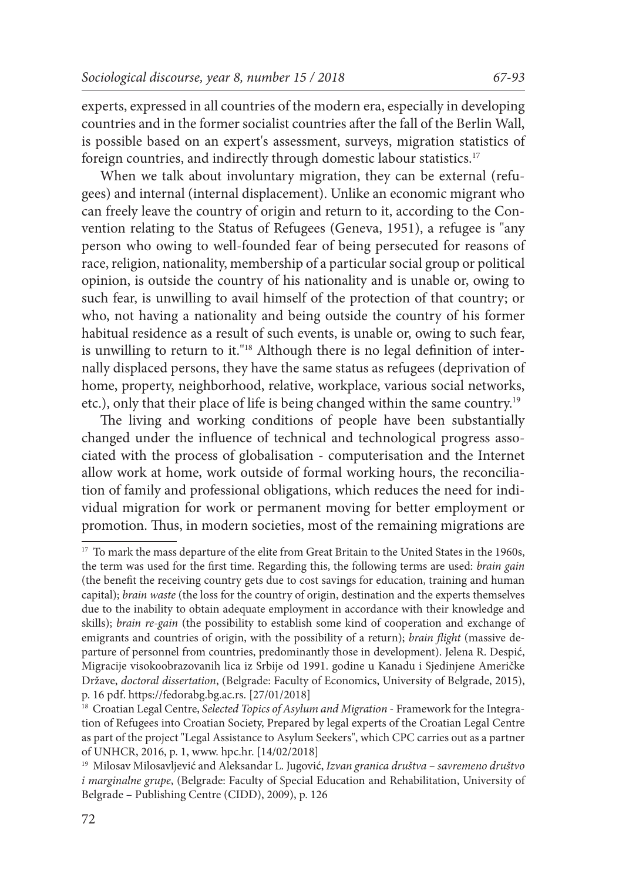experts, expressed in all countries of the modern era, especially in developing countries and in the former socialist countries after the fall of the Berlin Wall, is possible based on an expert's assessment, surveys, migration statistics of foreign countries, and indirectly through domestic labour statistics.[17]

When we talk about involuntary migration, they can be external (refugees) and internal (internal displacement). Unlike an economic migrant who can freely leave the country of origin and return to it, according to the Convention relating to the Status of Refugees (Geneva, 1951), a refugee is "any person who owing to well-founded fear of being persecuted for reasons of race, religion, nationality, membership of a particular social group or political opinion, is outside the country of his nationality and is unable or, owing to such fear, is unwilling to avail himself of the protection of that country; or who, not having a nationality and being outside the country of his former habitual residence as a result of such events, is unable or, owing to such fear, is unwilling to return to it."[18] Although there is no legal definition of internally displaced persons, they have the same status as refugees (deprivation of home, property, neighborhood, relative, workplace, various social networks, etc.), only that their place of life is being changed within the same country.[19]

The living and working conditions of people have been substantially changed under the influence of technical and technological progress associated with the process of globalisation - computerisation and the Internet allow work at home, work outside of formal working hours, the reconciliation of family and professional obligations, which reduces the need for individual migration for work or permanent moving for better employment or promotion. Thus, in modern societies, most of the remaining migrations are

---

[17] To mark the mass departure of the elite from Great Britain to the United States in the 1960s, the term was used for the first time. Regarding this, the following terms are used: *brain gain* (the benefit the receiving country gets due to cost savings for education, training and human capital); *brain waste* (the loss for the country of origin, destination and the experts themselves due to the inability to obtain adequate employment in accordance with their knowledge and skills); *brain re-gain* (the possibility to establish some kind of cooperation and exchange of emigrants and countries of origin, with the possibility of a return); *brain flight* (massive departure of personnel from countries, predominantly those in development). Jelena R. Despić, Migracije visokoobrazovanih lica iz Srbije od 1991. godine u Kanadu i Sjedinjene Američke Države, *doctoral dissertation*, (Belgrade: Faculty of Economics, University of Belgrade, 2015), p. 16 pdf. https://fedorabg.bg.ac.rs. [27/01/2018]

[18] Croatian Legal Centre, *Selected Topics of Asylum and Migration* - Framework for the Integration of Refugees into Croatian Society, Prepared by legal experts of the Croatian Legal Centre as part of the project "Legal Assistance to Asylum Seekers", which CPC carries out as a partner of UNHCR, 2016, p. 1, www. hpc.hr. [14/02/2018]

[19] Milosav Milosavljević and Aleksandar L. Jugović, *Izvan granica društva – savremeno društvo i marginalne grupe*, (Belgrade: Faculty of Special Education and Rehabilitation, University of Belgrade – Publishing Centre (CIDD), 2009), p. 126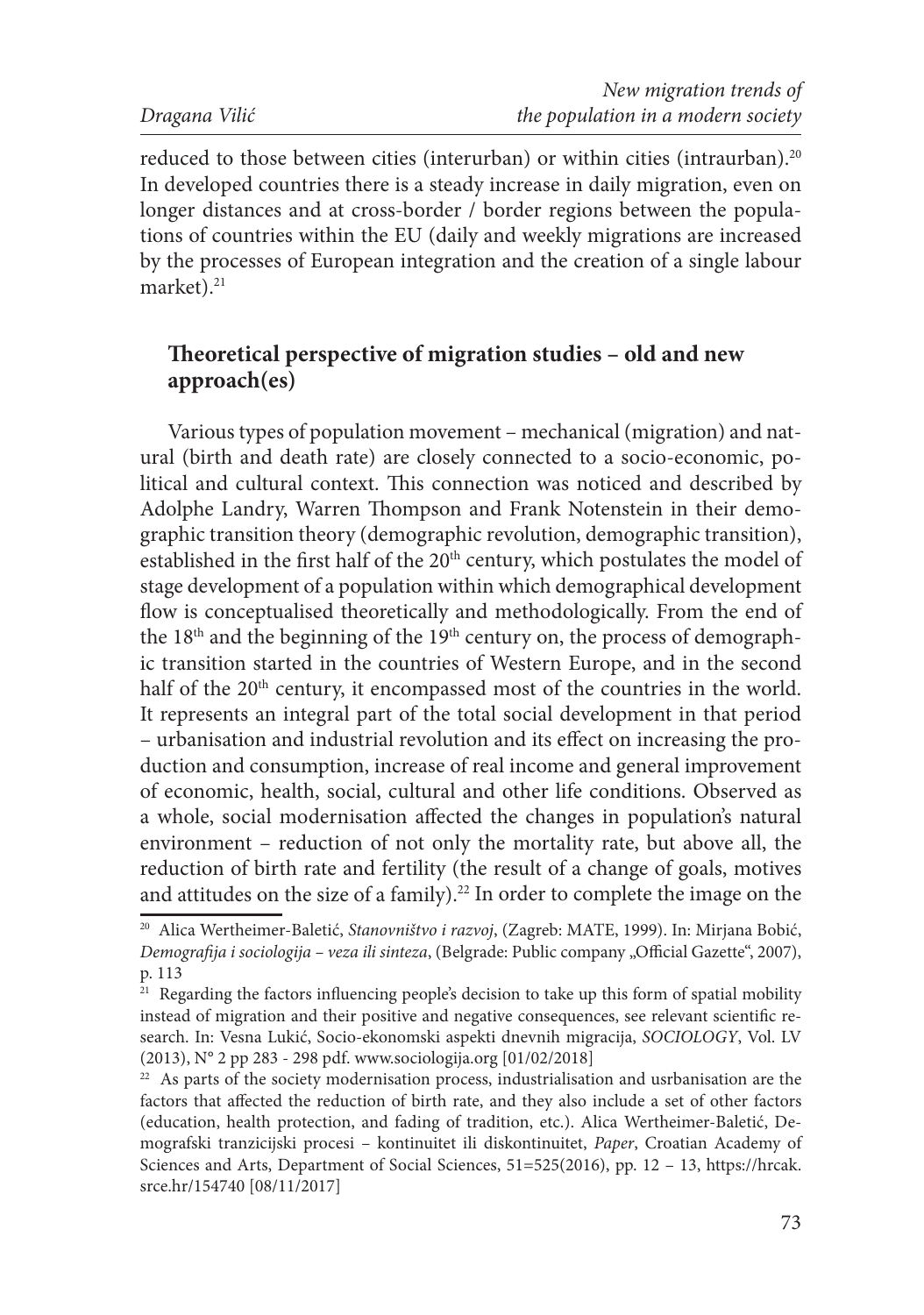reduced to those between cities (interurban) or within cities (intraurban).[20] In developed countries there is a steady increase in daily migration, even on longer distances and at cross-border / border regions between the populations of countries within the EU (daily and weekly migrations are increased by the processes of European integration and the creation of a single labour market).[21]

## Theoretical perspective of migration studies – old and new approach(es)

Various types of population movement – mechanical (migration) and natural (birth and death rate) are closely connected to a socio-economic, political and cultural context. This connection was noticed and described by Adolphe Landry, Warren Thompson and Frank Notenstein in their demographic transition theory (demographic revolution, demographic transition), established in the first half of the 20th century, which postulates the model of stage development of a population within which demographical development flow is conceptualised theoretically and methodologically. From the end of the 18th and the beginning of the 19th century on, the process of demographic transition started in the countries of Western Europe, and in the second half of the 20th century, it encompassed most of the countries in the world. It represents an integral part of the total social development in that period – urbanisation and industrial revolution and its effect on increasing the production and consumption, increase of real income and general improvement of economic, health, social, cultural and other life conditions. Observed as a whole, social modernisation affected the changes in population's natural environment – reduction of not only the mortality rate, but above all, the reduction of birth rate and fertility (the result of a change of goals, motives and attitudes on the size of a family).[22] In order to complete the image on the

---

[20] Alica Wertheimer-Baletić, *Stanovništvo i razvoj*, (Zagreb: MATE, 1999). In: Mirjana Bobić, *Demografija i sociologija – veza ili sinteza*, (Belgrade: Public company „Official Gazette", 2007), p. 113

[21] Regarding the factors influencing people's decision to take up this form of spatial mobility instead of migration and their positive and negative consequences, see relevant scientific research. In: Vesna Lukić, Socio-ekonomski aspekti dnevnih migracija, *SOCIOLOGY*, Vol. LV (2013), N° 2 pp 283 - 298 pdf. www.sociologija.org [01/02/2018]

[22] As parts of the society modernisation process, industrialisation and usrbanisation are the factors that affected the reduction of birth rate, and they also include a set of other factors (education, health protection, and fading of tradition, etc.). Alica Wertheimer-Baletić, Demografski tranzicijski procesi – kontinuitet ili diskontinuitet, *Paper*, Croatian Academy of Sciences and Arts, Department of Social Sciences, 51=525(2016), pp. 12 – 13, https://hrcak.srce.hr/154740 [08/11/2017]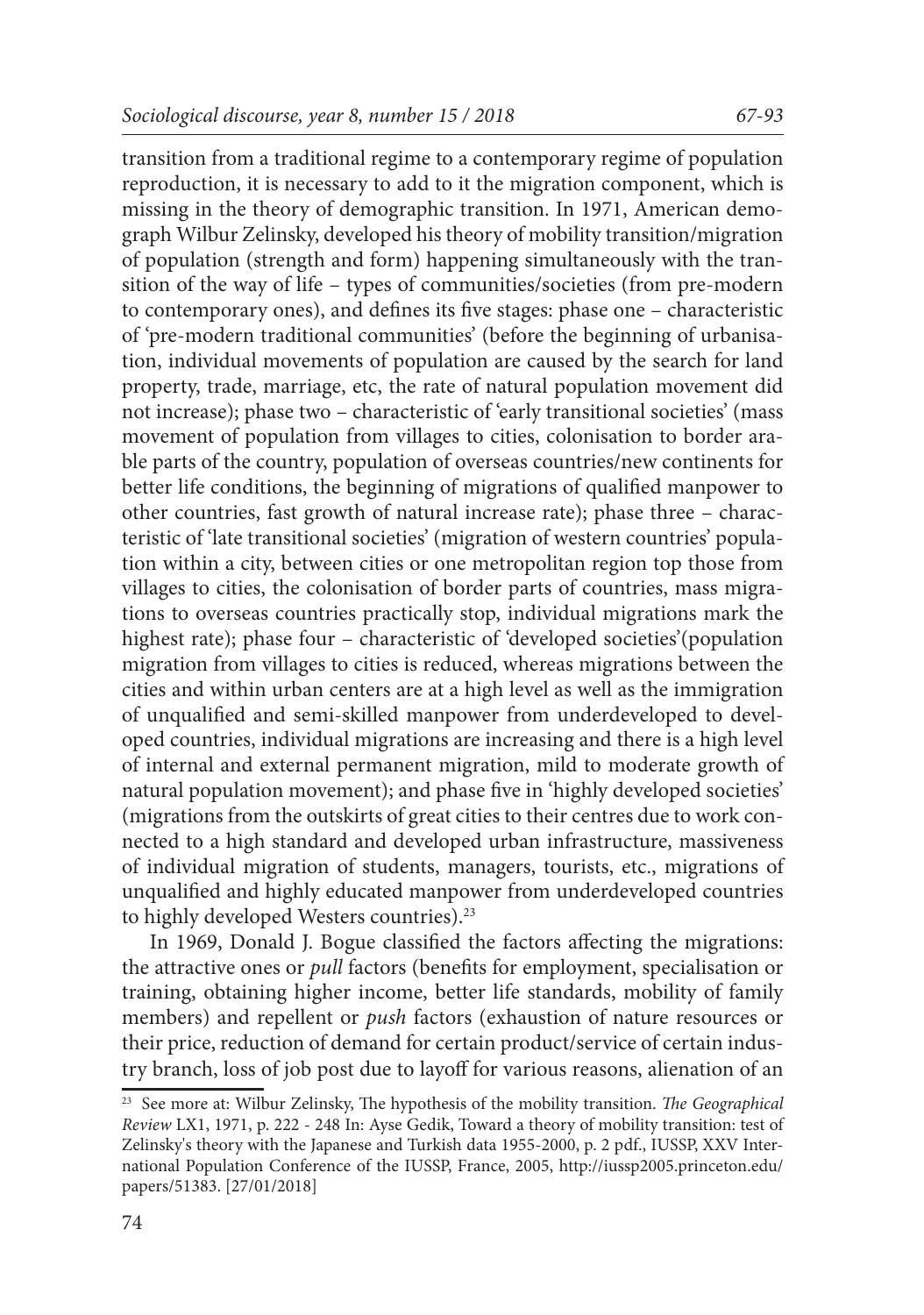transition from a traditional regime to a contemporary regime of population reproduction, it is necessary to add to it the migration component, which is missing in the theory of demographic transition. In 1971, American demograph Wilbur Zelinsky, developed his theory of mobility transition/migration of population (strength and form) happening simultaneously with the transition of the way of life – types of communities/societies (from pre-modern to contemporary ones), and defines its five stages: phase one – characteristic of 'pre-modern traditional communities' (before the beginning of urbanisation, individual movements of population are caused by the search for land property, trade, marriage, etc, the rate of natural population movement did not increase); phase two – characteristic of 'early transitional societies' (mass movement of population from villages to cities, colonisation to border arable parts of the country, population of overseas countries/new continents for better life conditions, the beginning of migrations of qualified manpower to other countries, fast growth of natural increase rate); phase three – characteristic of 'late transitional societies' (migration of western countries' population within a city, between cities or one metropolitan region top those from villages to cities, the colonisation of border parts of countries, mass migrations to overseas countries practically stop, individual migrations mark the highest rate); phase four – characteristic of 'developed societies'(population migration from villages to cities is reduced, whereas migrations between the cities and within urban centers are at a high level as well as the immigration of unqualified and semi-skilled manpower from underdeveloped to developed countries, individual migrations are increasing and there is a high level of internal and external permanent migration, mild to moderate growth of natural population movement); and phase five in 'highly developed societies' (migrations from the outskirts of great cities to their centres due to work connected to a high standard and developed urban infrastructure, massiveness of individual migration of students, managers, tourists, etc., migrations of unqualified and highly educated manpower from underdeveloped countries to highly developed Westers countries).[23]

In 1969, Donald J. Bogue classified the factors affecting the migrations: the attractive ones or *pull* factors (benefits for employment, specialisation or training, obtaining higher income, better life standards, mobility of family members) and repellent or *push* factors (exhaustion of nature resources or their price, reduction of demand for certain product/service of certain industry branch, loss of job post due to layoff for various reasons, alienation of an

---

[23] See more at: Wilbur Zelinsky, The hypothesis of the mobility transition. *The Geographical Review* LX1, 1971, p. 222 - 248 In: Ayse Gedik, Toward a theory of mobility transition: test of Zelinsky's theory with the Japanese and Turkish data 1955-2000, p. 2 pdf., IUSSP, XXV International Population Conference of the IUSSP, France, 2005, http://iussp2005.princeton.edu/papers/51383. [27/01/2018]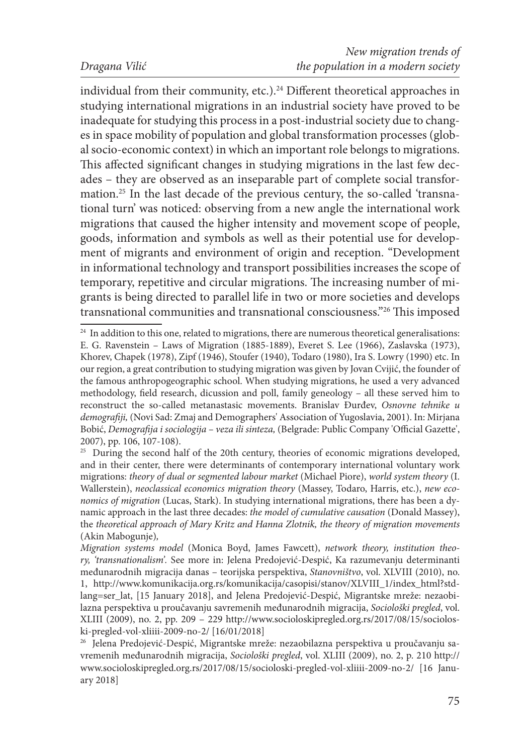individual from their community, etc.).[24] Different theoretical approaches in studying international migrations in an industrial society have proved to be inadequate for studying this process in a post-industrial society due to changes in space mobility of population and global transformation processes (global socio-economic context) in which an important role belongs to migrations. This affected significant changes in studying migrations in the last few decades – they are observed as an inseparable part of complete social transformation.[25] In the last decade of the previous century, the so-called 'transnational turn' was noticed: observing from a new angle the international work migrations that caused the higher intensity and movement scope of people, goods, information and symbols as well as their potential use for development of migrants and environment of origin and reception. "Development in informational technology and transport possibilities increases the scope of temporary, repetitive and circular migrations. The increasing number of migrants is being directed to parallel life in two or more societies and develops transnational communities and transnational consciousness."[26] This imposed

---

[24] In addition to this one, related to migrations, there are numerous theoretical generalisations: E. G. Ravenstein – Laws of Migration (1885-1889), Everet S. Lee (1966), Zaslavska (1973), Khorev, Chapek (1978), Zipf (1946), Stoufer (1940), Todaro (1980), Ira S. Lowry (1990) etc. In our region, a great contribution to studying migration was given by Jovan Cvijić, the founder of the famous anthropogeographic school. When studying migrations, he used a very advanced methodology, field research, dicussion and poll, family geneology – all these served him to reconstruct the so-called metanastasic movements. Branislav Đurđev, *Osnovne tehnike u demografiji,* (Novi Sad: Zmaj and Demographers' Association of Yugoslavia, 2001). In: Mirjana Bobić, *Demografija i sociologija – veza ili sinteza,* (Belgrade: Public Company 'Official Gazette', 2007), pp. 106, 107-108).

[25] During the second half of the 20th century, theories of economic migrations developed, and in their center, there were determinants of contemporary international voluntary work migrations: *theory of dual or segmented labour market* (Michael Piore), *world system theory* (I. Wallerstein), *neoclassical economics migration theory* (Massey, Todaro, Harris, etc.), *new economics of migration* (Lucas, Stark). In studying international migrations, there has been a dynamic approach in the last three decades: *the model of cumulative causation* (Donald Massey), the *theoretical approach of Mary Kritz and Hanna Zlotnik, the theory of migration movements* (Akin Mabogunje)*,*

*Migration systems model* (Monica Boyd, James Fawcett), *network theory, institution theory, 'transnationalism'.* See more in: Jelena Predojević-Despić, Ka razumevanju determinanti međunarodnih migracija danas – teorijska perspektiva, *Stanovništvo*, vol. XLVIII (2010), no. 1, http://www.komunikacija.org.rs/komunikacija/casopisi/stanov/XLVIII_1/index_html?stdlang=ser_lat, [15 January 2018], and Jelena Predojević-Despić, Migrantske mreže: nezaobilazna perspektiva u proučavanju savremenih međunarodnih migracija, *Sociološki pregled*, vol. XLIII (2009), no. 2, pp. 209 – 229 http://www.socioloskipregled.org.rs/2017/08/15/socioloski-pregled-vol-xliiii-2009-no-2/ [16/01/2018]

[26] Jelena Predojević-Despić, Migrantske mreže: nezaobilazna perspektiva u proučavanju savremenih međunarodnih migracija, *Sociološki pregled*, vol. XLIII (2009), no. 2, p. 210 http://www.socioloskipregled.org.rs/2017/08/15/socioloski-pregled-vol-xliiii-2009-no-2/ [16 January 2018]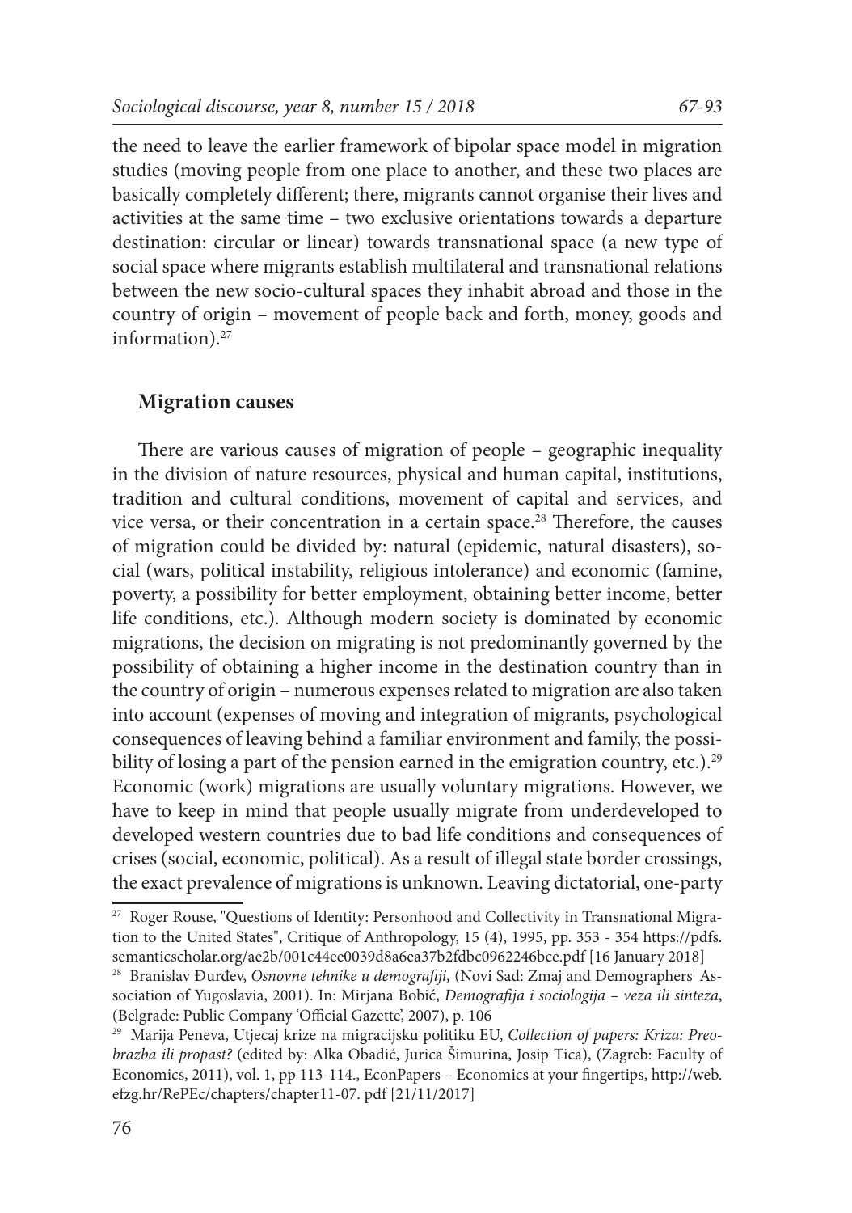the need to leave the earlier framework of bipolar space model in migration studies (moving people from one place to another, and these two places are basically completely different; there, migrants cannot organise their lives and activities at the same time – two exclusive orientations towards a departure destination: circular or linear) towards transnational space (a new type of social space where migrants establish multilateral and transnational relations between the new socio-cultural spaces they inhabit abroad and those in the country of origin – movement of people back and forth, money, goods and information).[27]

## Migration causes

There are various causes of migration of people – geographic inequality in the division of nature resources, physical and human capital, institutions, tradition and cultural conditions, movement of capital and services, and vice versa, or their concentration in a certain space.[28] Therefore, the causes of migration could be divided by: natural (epidemic, natural disasters), social (wars, political instability, religious intolerance) and economic (famine, poverty, a possibility for better employment, obtaining better income, better life conditions, etc.). Although modern society is dominated by economic migrations, the decision on migrating is not predominantly governed by the possibility of obtaining a higher income in the destination country than in the country of origin – numerous expenses related to migration are also taken into account (expenses of moving and integration of migrants, psychological consequences of leaving behind a familiar environment and family, the possibility of losing a part of the pension earned in the emigration country, etc.).[29] Economic (work) migrations are usually voluntary migrations. However, we have to keep in mind that people usually migrate from underdeveloped to developed western countries due to bad life conditions and consequences of crises (social, economic, political). As a result of illegal state border crossings, the exact prevalence of migrations is unknown. Leaving dictatorial, one-party

---

[27] Roger Rouse, "Questions of Identity: Personhood and Collectivity in Transnational Migration to the United States", Critique of Anthropology, 15 (4), 1995, pp. 353 - 354 https://pdfs.semanticscholar.org/ae2b/001c44ee0039d8a6ea37b2fdbc0962246bce.pdf [16 January 2018]

[28] Branislav Đurđev, *Osnovne tehnike u demografiji,* (Novi Sad: Zmaj and Demographers' Association of Yugoslavia, 2001). In: Mirjana Bobić, *Demografija i sociologija – veza ili sinteza*, (Belgrade: Public Company 'Official Gazette', 2007), p. 106

[29] Marija Peneva, Utjecaj krize na migracijsku politiku EU, *Collection of papers: Kriza: Preobrazba ili propast?* (edited by: Alka Obadić, Jurica Šimurina, Josip Tica), (Zagreb: Faculty of Economics, 2011), vol. 1, pp 113-114., EconPapers – Economics at your fingertips, http://web.efzg.hr/RePEc/chapters/chapter11-07. pdf [21/11/2017]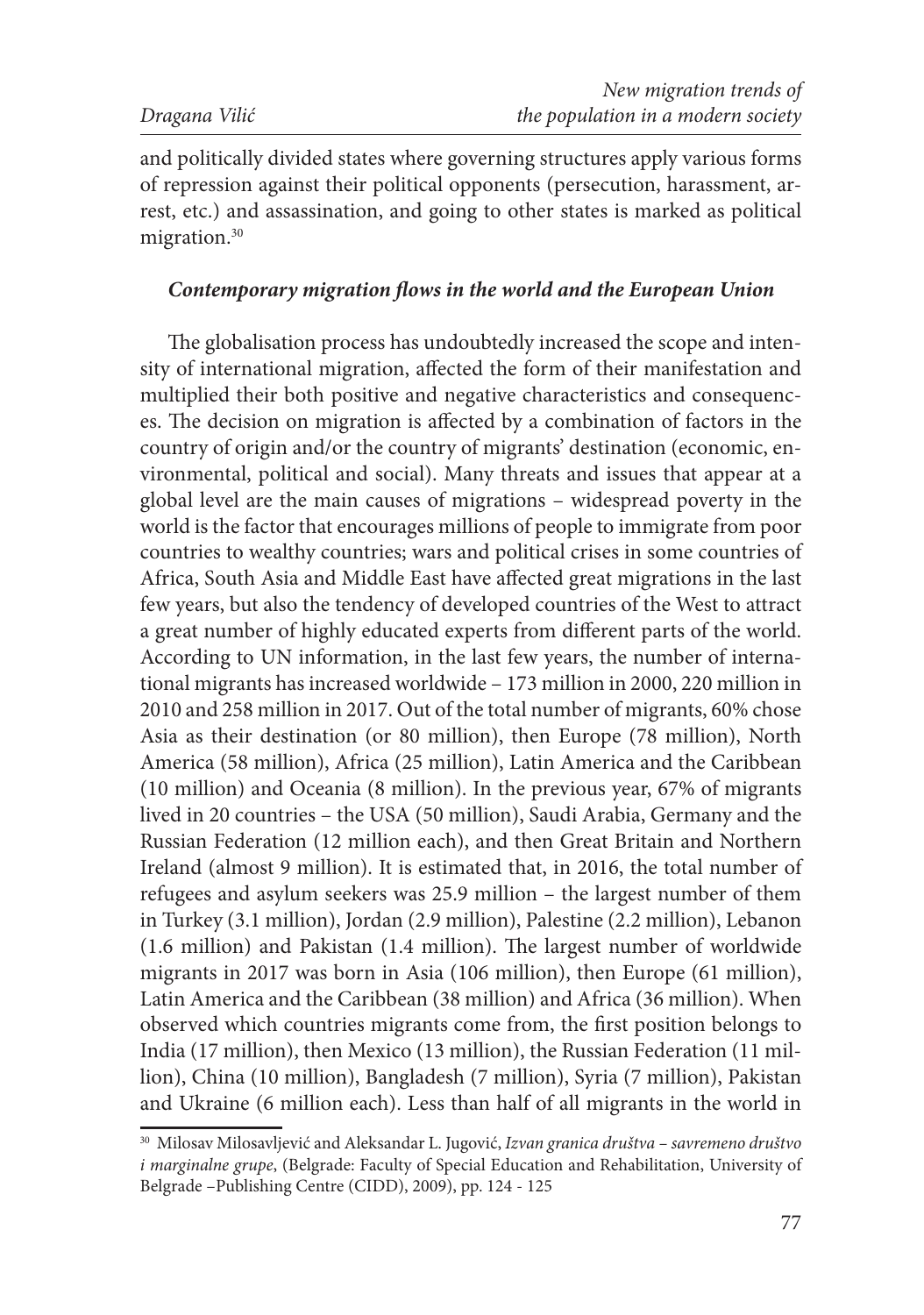and politically divided states where governing structures apply various forms of repression against their political opponents (persecution, harassment, arrest, etc.) and assassination, and going to other states is marked as political migration.[30]

### *Contemporary migration flows in the world and the European Union*

The globalisation process has undoubtedly increased the scope and intensity of international migration, affected the form of their manifestation and multiplied their both positive and negative characteristics and consequences. The decision on migration is affected by a combination of factors in the country of origin and/or the country of migrants' destination (economic, environmental, political and social). Many threats and issues that appear at a global level are the main causes of migrations – widespread poverty in the world is the factor that encourages millions of people to immigrate from poor countries to wealthy countries; wars and political crises in some countries of Africa, South Asia and Middle East have affected great migrations in the last few years, but also the tendency of developed countries of the West to attract a great number of highly educated experts from different parts of the world. According to UN information, in the last few years, the number of international migrants has increased worldwide – 173 million in 2000, 220 million in 2010 and 258 million in 2017. Out of the total number of migrants, 60% chose Asia as their destination (or 80 million), then Europe (78 million), North America (58 million), Africa (25 million), Latin America and the Caribbean (10 million) and Oceania (8 million). In the previous year, 67% of migrants lived in 20 countries – the USA (50 million), Saudi Arabia, Germany and the Russian Federation (12 million each), and then Great Britain and Northern Ireland (almost 9 million). It is estimated that, in 2016, the total number of refugees and asylum seekers was 25.9 million – the largest number of them in Turkey (3.1 million), Jordan (2.9 million), Palestine (2.2 million), Lebanon (1.6 million) and Pakistan (1.4 million). The largest number of worldwide migrants in 2017 was born in Asia (106 million), then Europe (61 million), Latin America and the Caribbean (38 million) and Africa (36 million). When observed which countries migrants come from, the first position belongs to India (17 million), then Mexico (13 million), the Russian Federation (11 million), China (10 million), Bangladesh (7 million), Syria (7 million), Pakistan and Ukraine (6 million each). Less than half of all migrants in the world in

[30] Milosav Milosavljević and Aleksandar L. Jugović, *Izvan granica društva – savremeno društvo i marginalne grupe*, (Belgrade: Faculty of Special Education and Rehabilitation, University of Belgrade –Publishing Centre (CIDD), 2009), pp. 124 - 125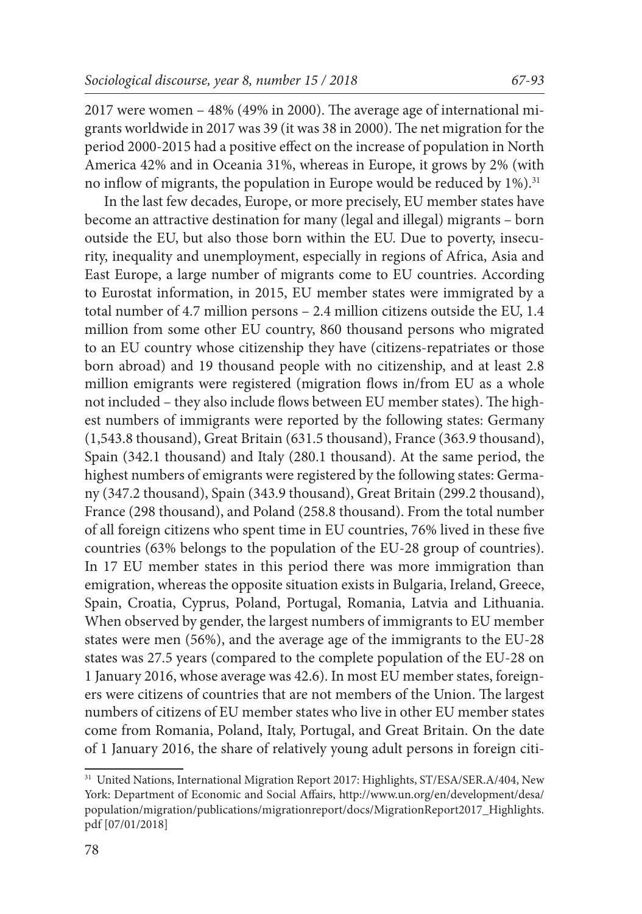2017 were women – 48% (49% in 2000). The average age of international migrants worldwide in 2017 was 39 (it was 38 in 2000). The net migration for the period 2000-2015 had a positive effect on the increase of population in North America 42% and in Oceania 31%, whereas in Europe, it grows by 2% (with no inflow of migrants, the population in Europe would be reduced by 1%).[31]

In the last few decades, Europe, or more precisely, EU member states have become an attractive destination for many (legal and illegal) migrants – born outside the EU, but also those born within the EU. Due to poverty, insecurity, inequality and unemployment, especially in regions of Africa, Asia and East Europe, a large number of migrants come to EU countries. According to Eurostat information, in 2015, EU member states were immigrated by a total number of 4.7 million persons – 2.4 million citizens outside the EU, 1.4 million from some other EU country, 860 thousand persons who migrated to an EU country whose citizenship they have (citizens-repatriates or those born abroad) and 19 thousand people with no citizenship, and at least 2.8 million emigrants were registered (migration flows in/from EU as a whole not included – they also include flows between EU member states). The highest numbers of immigrants were reported by the following states: Germany (1,543.8 thousand), Great Britain (631.5 thousand), France (363.9 thousand), Spain (342.1 thousand) and Italy (280.1 thousand). At the same period, the highest numbers of emigrants were registered by the following states: Germany (347.2 thousand), Spain (343.9 thousand), Great Britain (299.2 thousand), France (298 thousand), and Poland (258.8 thousand). From the total number of all foreign citizens who spent time in EU countries, 76% lived in these five countries (63% belongs to the population of the EU-28 group of countries). In 17 EU member states in this period there was more immigration than emigration, whereas the opposite situation exists in Bulgaria, Ireland, Greece, Spain, Croatia, Cyprus, Poland, Portugal, Romania, Latvia and Lithuania. When observed by gender, the largest numbers of immigrants to EU member states were men (56%), and the average age of the immigrants to the EU-28 states was 27.5 years (compared to the complete population of the EU-28 on 1 January 2016, whose average was 42.6). In most EU member states, foreigners were citizens of countries that are not members of the Union. The largest numbers of citizens of EU member states who live in other EU member states come from Romania, Poland, Italy, Portugal, and Great Britain. On the date of 1 January 2016, the share of relatively young adult persons in foreign citi-

---

[31] United Nations, International Migration Report 2017: Highlights, ST/ESA/SER.A/404, New York: Department of Economic and Social Affairs, http://www.un.org/en/development/desa/population/migration/publications/migrationreport/docs/MigrationReport2017_Highlights.pdf [07/01/2018]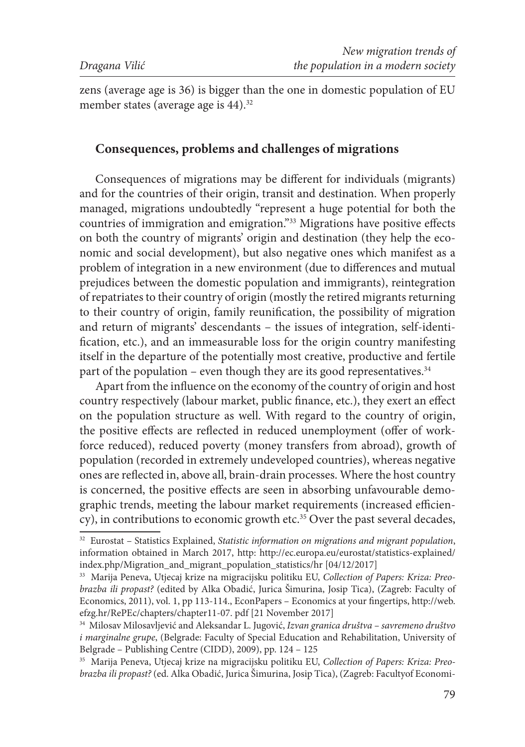zens (average age is 36) is bigger than the one in domestic population of EU member states (average age is 44).[32]

## Consequences, problems and challenges of migrations

Consequences of migrations may be different for individuals (migrants) and for the countries of their origin, transit and destination. When properly managed, migrations undoubtedly "represent a huge potential for both the countries of immigration and emigration."[33] Migrations have positive effects on both the country of migrants' origin and destination (they help the economic and social development), but also negative ones which manifest as a problem of integration in a new environment (due to differences and mutual prejudices between the domestic population and immigrants), reintegration of repatriates to their country of origin (mostly the retired migrants returning to their country of origin, family reunification, the possibility of migration and return of migrants' descendants – the issues of integration, self-identification, etc.), and an immeasurable loss for the origin country manifesting itself in the departure of the potentially most creative, productive and fertile part of the population – even though they are its good representatives.[34]

Apart from the influence on the economy of the country of origin and host country respectively (labour market, public finance, etc.), they exert an effect on the population structure as well. With regard to the country of origin, the positive effects are reflected in reduced unemployment (offer of workforce reduced), reduced poverty (money transfers from abroad), growth of population (recorded in extremely undeveloped countries), whereas negative ones are reflected in, above all, brain-drain processes. Where the host country is concerned, the positive effects are seen in absorbing unfavourable demographic trends, meeting the labour market requirements (increased efficiency), in contributions to economic growth etc.[35] Over the past several decades,

---

[32] Eurostat – Statistics Explained, *Statistic information on migrations and migrant population*, information obtained in March 2017, http: http://ec.europa.eu/eurostat/statistics-explained/index.php/Migration_and_migrant_population_statistics/hr [04/12/2017]

[33] Marija Peneva, Utjecaj krize na migracijsku politiku EU, *Collection of Papers: Kriza: Preobrazba ili propast?* (edited by Alka Obadić, Jurica Šimurina, Josip Tica), (Zagreb: Faculty of Economics, 2011), vol. 1, pp 113-114., EconPapers – Economics at your fingertips, http://web.efzg.hr/RePEc/chapters/chapter11-07. pdf [21 November 2017]

[34] Milosav Milosavljević and Aleksandar L. Jugović, *Izvan granica društva – savremeno društvo i marginalne grupe*, (Belgrade: Faculty of Special Education and Rehabilitation, University of Belgrade – Publishing Centre (CIDD), 2009), pp. 124 – 125

[35] Marija Peneva, Utjecaj krize na migracijsku politiku EU, *Collection of Papers: Kriza: Preobrazba ili propast?* (ed. Alka Obadić, Jurica Šimurina, Josip Tica), (Zagreb: Facultyof Economi-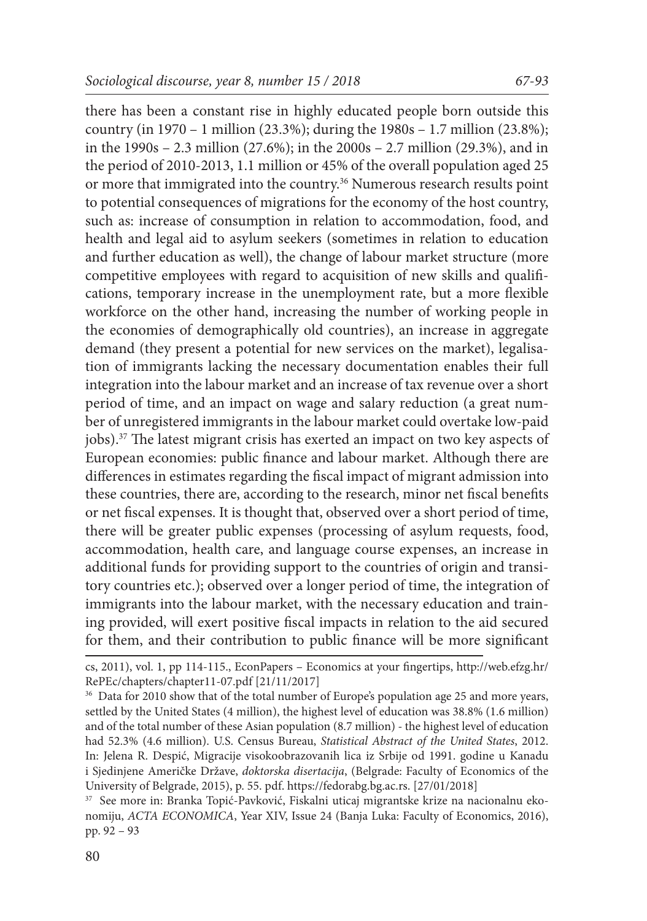there has been a constant rise in highly educated people born outside this country (in 1970 – 1 million (23.3%); during the 1980s – 1.7 million (23.8%); in the 1990s – 2.3 million (27.6%); in the 2000s – 2.7 million (29.3%), and in the period of 2010-2013, 1.1 million or 45% of the overall population aged 25 or more that immigrated into the country.[36] Numerous research results point to potential consequences of migrations for the economy of the host country, such as: increase of consumption in relation to accommodation, food, and health and legal aid to asylum seekers (sometimes in relation to education and further education as well), the change of labour market structure (more competitive employees with regard to acquisition of new skills and qualifications, temporary increase in the unemployment rate, but a more flexible workforce on the other hand, increasing the number of working people in the economies of demographically old countries), an increase in aggregate demand (they present a potential for new services on the market), legalisation of immigrants lacking the necessary documentation enables their full integration into the labour market and an increase of tax revenue over a short period of time, and an impact on wage and salary reduction (a great number of unregistered immigrants in the labour market could overtake low-paid jobs).[37] The latest migrant crisis has exerted an impact on two key aspects of European economies: public finance and labour market. Although there are differences in estimates regarding the fiscal impact of migrant admission into these countries, there are, according to the research, minor net fiscal benefits or net fiscal expenses. It is thought that, observed over a short period of time, there will be greater public expenses (processing of asylum requests, food, accommodation, health care, and language course expenses, an increase in additional funds for providing support to the countries of origin and transitory countries etc.); observed over a longer period of time, the integration of immigrants into the labour market, with the necessary education and training provided, will exert positive fiscal impacts in relation to the aid secured for them, and their contribution to public finance will be more significant

---

cs, 2011), vol. 1, pp 114-115., EconPapers – Economics at your fingertips, http://web.efzg.hr/RePEc/chapters/chapter11-07.pdf [21/11/2017]

[36] Data for 2010 show that of the total number of Europe's population age 25 and more years, settled by the United States (4 million), the highest level of education was 38.8% (1.6 million) and of the total number of these Asian population (8.7 million) - the highest level of education had 52.3% (4.6 million). U.S. Census Bureau, *Statistical Abstract of the United States*, 2012. In: Jelena R. Despić, Migracije visokoobrazovanih lica iz Srbije od 1991. godine u Kanadu i Sjedinjene Američke Države, *doktorska disertacija*, (Belgrade: Faculty of Economics of the University of Belgrade, 2015), p. 55. pdf. https://fedorabg.bg.ac.rs. [27/01/2018]

[37] See more in: Branka Topić-Pavković, Fiskalni uticaj migrantske krize na nacionalnu ekonomiju, *ACTA ECONOMICA*, Year XIV, Issue 24 (Banja Luka: Faculty of Economics, 2016), pp. 92 – 93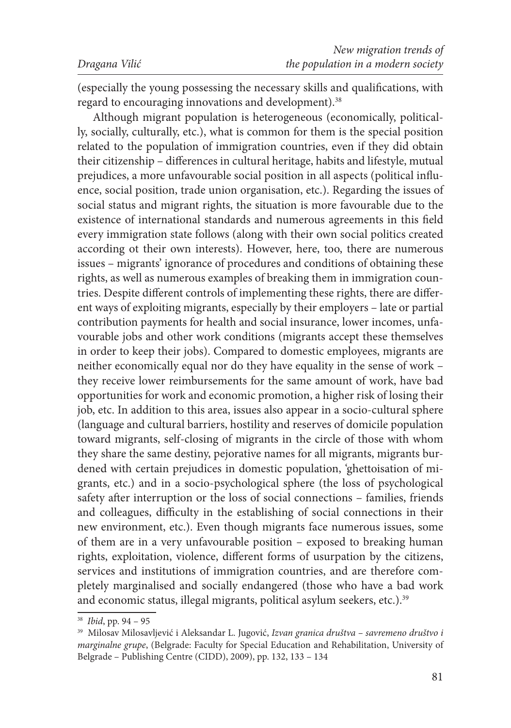(especially the young possessing the necessary skills and qualifications, with regard to encouraging innovations and development).[38]

Although migrant population is heterogeneous (economically, politically, socially, culturally, etc.), what is common for them is the special position related to the population of immigration countries, even if they did obtain their citizenship – differences in cultural heritage, habits and lifestyle, mutual prejudices, a more unfavourable social position in all aspects (political influence, social position, trade union organisation, etc.). Regarding the issues of social status and migrant rights, the situation is more favourable due to the existence of international standards and numerous agreements in this field every immigration state follows (along with their own social politics created according ot their own interests). However, here, too, there are numerous issues – migrants' ignorance of procedures and conditions of obtaining these rights, as well as numerous examples of breaking them in immigration countries. Despite different controls of implementing these rights, there are different ways of exploiting migrants, especially by their employers – late or partial contribution payments for health and social insurance, lower incomes, unfavourable jobs and other work conditions (migrants accept these themselves in order to keep their jobs). Compared to domestic employees, migrants are neither economically equal nor do they have equality in the sense of work – they receive lower reimbursements for the same amount of work, have bad opportunities for work and economic promotion, a higher risk of losing their job, etc. In addition to this area, issues also appear in a socio-cultural sphere (language and cultural barriers, hostility and reserves of domicile population toward migrants, self-closing of migrants in the circle of those with whom they share the same destiny, pejorative names for all migrants, migrants burdened with certain prejudices in domestic population, 'ghettoisation of migrants, etc.) and in a socio-psychological sphere (the loss of psychological safety after interruption or the loss of social connections – families, friends and colleagues, difficulty in the establishing of social connections in their new environment, etc.). Even though migrants face numerous issues, some of them are in a very unfavourable position – exposed to breaking human rights, exploitation, violence, different forms of usurpation by the citizens, services and institutions of immigration countries, and are therefore completely marginalised and socially endangered (those who have a bad work and economic status, illegal migrants, political asylum seekers, etc.).[39]

---

[38] *Ibid*, pp. 94 – 95

[39] Milosav Milosavljević i Aleksandar L. Jugović, *Izvan granica društva – savremeno društvo i marginalne grupe*, (Belgrade: Faculty for Special Education and Rehabilitation, University of Belgrade – Publishing Centre (CIDD), 2009), pp. 132, 133 – 134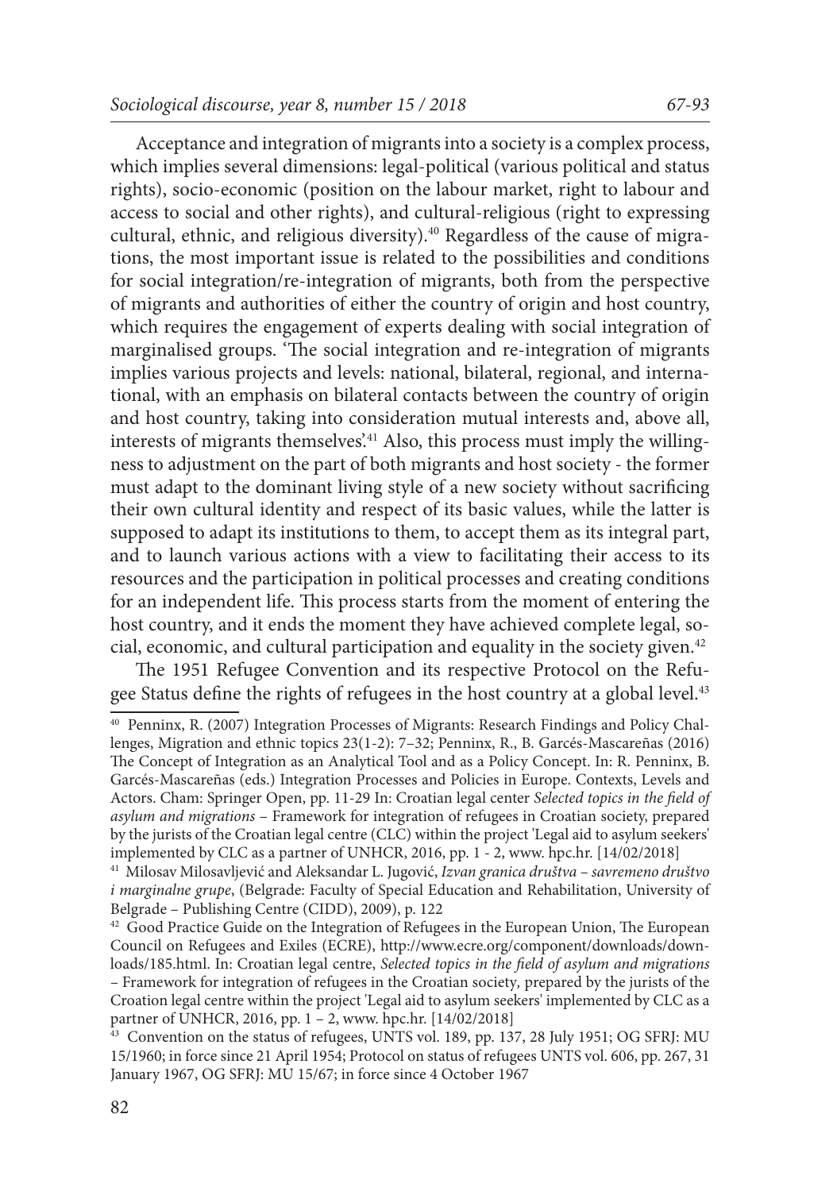Acceptance and integration of migrants into a society is a complex process, which implies several dimensions: legal-political (various political and status rights), socio-economic (position on the labour market, right to labour and access to social and other rights), and cultural-religious (right to expressing cultural, ethnic, and religious diversity).[40] Regardless of the cause of migrations, the most important issue is related to the possibilities and conditions for social integration/re-integration of migrants, both from the perspective of migrants and authorities of either the country of origin and host country, which requires the engagement of experts dealing with social integration of marginalised groups. 'The social integration and re-integration of migrants implies various projects and levels: national, bilateral, regional, and international, with an emphasis on bilateral contacts between the country of origin and host country, taking into consideration mutual interests and, above all, interests of migrants themselves'.[41] Also, this process must imply the willingness to adjustment on the part of both migrants and host society - the former must adapt to the dominant living style of a new society without sacrificing their own cultural identity and respect of its basic values, while the latter is supposed to adapt its institutions to them, to accept them as its integral part, and to launch various actions with a view to facilitating their access to its resources and the participation in political processes and creating conditions for an independent life. This process starts from the moment of entering the host country, and it ends the moment they have achieved complete legal, social, economic, and cultural participation and equality in the society given.[42]

The 1951 Refugee Convention and its respective Protocol on the Refugee Status define the rights of refugees in the host country at a global level.[43]

---

[40] Penninx, R. (2007) Integration Processes of Migrants: Research Findings and Policy Challenges, Migration and ethnic topics 23(1-2): 7–32; Penninx, R., B. Garcés-Mascareñas (2016) The Concept of Integration as an Analytical Tool and as a Policy Concept. In: R. Penninx, B. Garcés-Mascareñas (eds.) Integration Processes and Policies in Europe. Contexts, Levels and Actors. Cham: Springer Open, pp. 11-29 In: Croatian legal center *Selected topics in the field of asylum and migrations* – Framework for integration of refugees in Croatian society, prepared by the jurists of the Croatian legal centre (CLC) within the project 'Legal aid to asylum seekers' implemented by CLC as a partner of UNHCR, 2016, pp. 1 - 2, www. hpc.hr. [14/02/2018]

[41] Milosav Milosavljević and Aleksandar L. Jugović, *Izvan granica društva – savremeno društvo i marginalne grupe*, (Belgrade: Faculty of Special Education and Rehabilitation, University of Belgrade – Publishing Centre (CIDD), 2009), p. 122

[42] Good Practice Guide on the Integration of Refugees in the European Union, The European Council on Refugees and Exiles (ECRE), http://www.ecre.org/component/downloads/downloads/185.html. In: Croatian legal centre, *Selected topics in the field of asylum and migrations* – Framework for integration of refugees in the Croatian society, prepared by the jurists of the Croation legal centre within the project 'Legal aid to asylum seekers' implemented by CLC as a partner of UNHCR, 2016, pp. 1 – 2, www. hpc.hr. [14/02/2018]

[43] Convention on the status of refugees, UNTS vol. 189, pp. 137, 28 July 1951; OG SFRJ: MU 15/1960; in force since 21 April 1954; Protocol on status of refugees UNTS vol. 606, pp. 267, 31 January 1967, OG SFRJ: MU 15/67; in force since 4 October 1967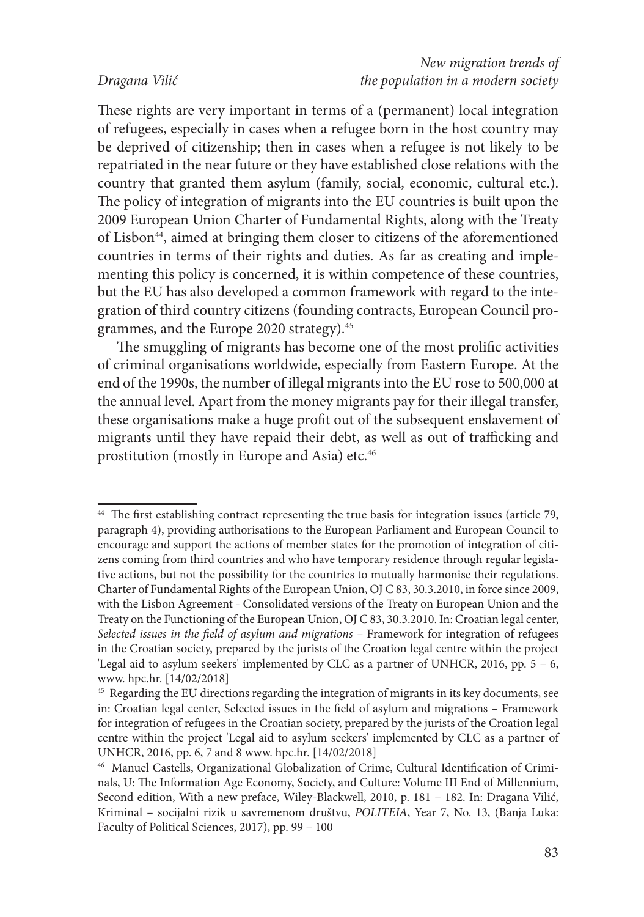These rights are very important in terms of a (permanent) local integration of refugees, especially in cases when a refugee born in the host country may be deprived of citizenship; then in cases when a refugee is not likely to be repatriated in the near future or they have established close relations with the country that granted them asylum (family, social, economic, cultural etc.). The policy of integration of migrants into the EU countries is built upon the 2009 European Union Charter of Fundamental Rights, along with the Treaty of Lisbon[44], aimed at bringing them closer to citizens of the aforementioned countries in terms of their rights and duties. As far as creating and implementing this policy is concerned, it is within competence of these countries, but the EU has also developed a common framework with regard to the integration of third country citizens (founding contracts, European Council programmes, and the Europe 2020 strategy).[45]

The smuggling of migrants has become one of the most prolific activities of criminal organisations worldwide, especially from Eastern Europe. At the end of the 1990s, the number of illegal migrants into the EU rose to 500,000 at the annual level. Apart from the money migrants pay for their illegal transfer, these organisations make a huge profit out of the subsequent enslavement of migrants until they have repaid their debt, as well as out of trafficking and prostitution (mostly in Europe and Asia) etc.[46]

---

[44] The first establishing contract representing the true basis for integration issues (article 79, paragraph 4), providing authorisations to the European Parliament and European Council to encourage and support the actions of member states for the promotion of integration of citizens coming from third countries and who have temporary residence through regular legislative actions, but not the possibility for the countries to mutually harmonise their regulations. Charter of Fundamental Rights of the European Union, OJ C 83, 30.3.2010, in force since 2009, with the Lisbon Agreement - Consolidated versions of the Treaty on European Union and the Treaty on the Functioning of the European Union, OJ C 83, 30.3.2010. In: Croatian legal center, *Selected issues in the field of asylum and migrations* – Framework for integration of refugees in the Croatian society, prepared by the jurists of the Croation legal centre within the project 'Legal aid to asylum seekers' implemented by CLC as a partner of UNHCR, 2016, pp. 5 – 6, www. hpc.hr. [14/02/2018]

[45] Regarding the EU directions regarding the integration of migrants in its key documents, see in: Croatian legal center, Selected issues in the field of asylum and migrations – Framework for integration of refugees in the Croatian society, prepared by the jurists of the Croation legal centre within the project 'Legal aid to asylum seekers' implemented by CLC as a partner of UNHCR, 2016, pp. 6, 7 and 8 www. hpc.hr. [14/02/2018]

[46] Manuel Castells, Organizational Globalization of Crime, Cultural Identification of Criminals, U: The Information Age Economy, Society, and Culture: Volume III End of Millennium, Second edition, With a new preface, Wiley-Blackwell, 2010, p. 181 – 182. In: Dragana Vilić, Kriminal – socijalni rizik u savremenom društvu, *POLITEIA*, Year 7, No. 13, (Banja Luka: Faculty of Political Sciences, 2017), pp. 99 – 100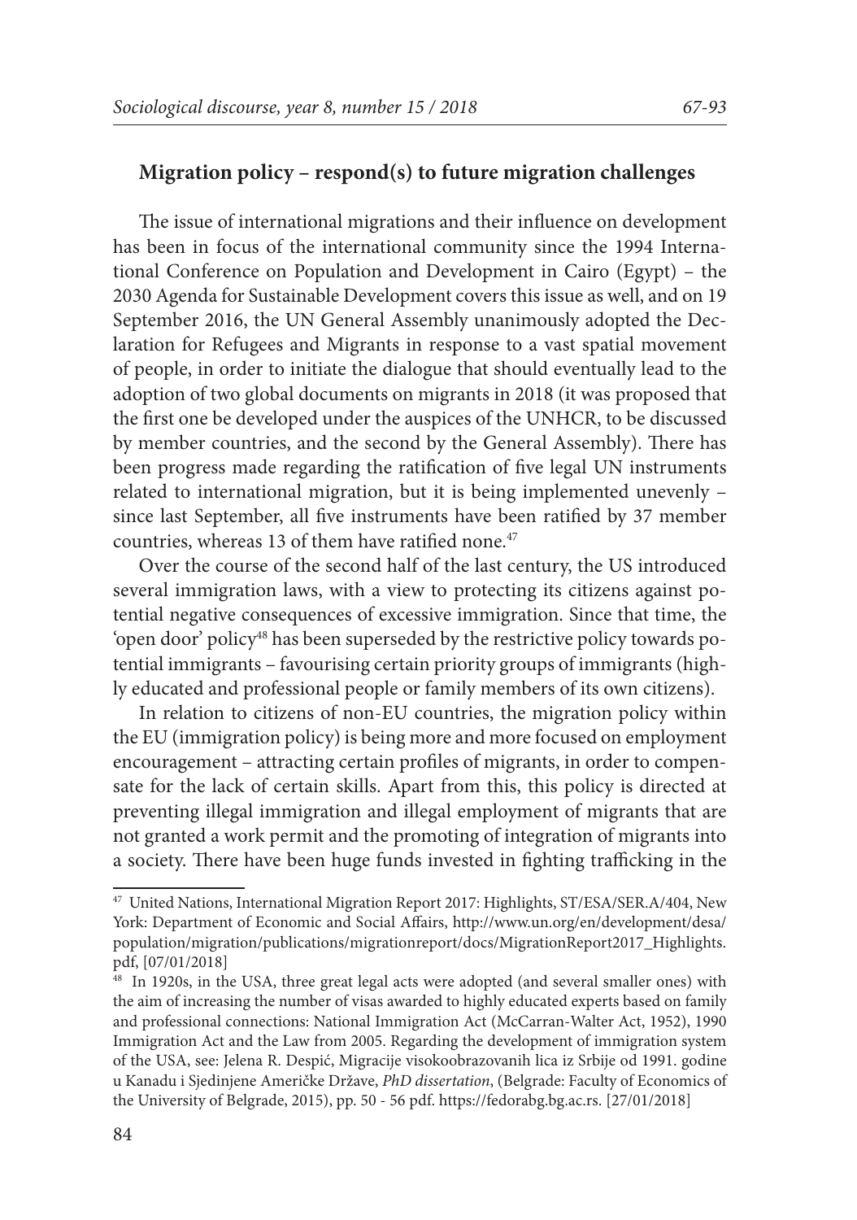## Migration policy – respond(s) to future migration challenges

The issue of international migrations and their influence on development has been in focus of the international community since the 1994 International Conference on Population and Development in Cairo (Egypt) – the 2030 Agenda for Sustainable Development covers this issue as well, and on 19 September 2016, the UN General Assembly unanimously adopted the Declaration for Refugees and Migrants in response to a vast spatial movement of people, in order to initiate the dialogue that should eventually lead to the adoption of two global documents on migrants in 2018 (it was proposed that the first one be developed under the auspices of the UNHCR, to be discussed by member countries, and the second by the General Assembly). There has been progress made regarding the ratification of five legal UN instruments related to international migration, but it is being implemented unevenly – since last September, all five instruments have been ratified by 37 member countries, whereas 13 of them have ratified none.[47]

Over the course of the second half of the last century, the US introduced several immigration laws, with a view to protecting its citizens against potential negative consequences of excessive immigration. Since that time, the 'open door' policy[48] has been superseded by the restrictive policy towards potential immigrants – favouring certain priority groups of immigrants (highly educated and professional people or family members of its own citizens).

In relation to citizens of non-EU countries, the migration policy within the EU (immigration policy) is being more and more focused on employment encouragement – attracting certain profiles of migrants, in order to compensate for the lack of certain skills. Apart from this, this policy is directed at preventing illegal immigration and illegal employment of migrants that are not granted a work permit and the promoting of integration of migrants into a society. There have been huge funds invested in fighting trafficking in the

---

[47] United Nations, International Migration Report 2017: Highlights, ST/ESA/SER.A/404, New York: Department of Economic and Social Affairs, http://www.un.org/en/development/desa/population/migration/publications/migrationreport/docs/MigrationReport2017_Highlights.pdf, [07/01/2018]

[48] In 1920s, in the USA, three great legal acts were adopted (and several smaller ones) with the aim of increasing the number of visas awarded to highly educated experts based on family and professional connections: National Immigration Act (McCarran-Walter Act, 1952), 1990 Immigration Act and the Law from 2005. Regarding the development of immigration system of the USA, see: Jelena R. Despić, Migracije visokoobrazovanih lica iz Srbije od 1991. godine u Kanadu i Sjedinjene Američke Države, *PhD dissertation*, (Belgrade: Faculty of Economics of the University of Belgrade, 2015), pp. 50 - 56 pdf. https://fedorabg.bg.ac.rs. [27/01/2018]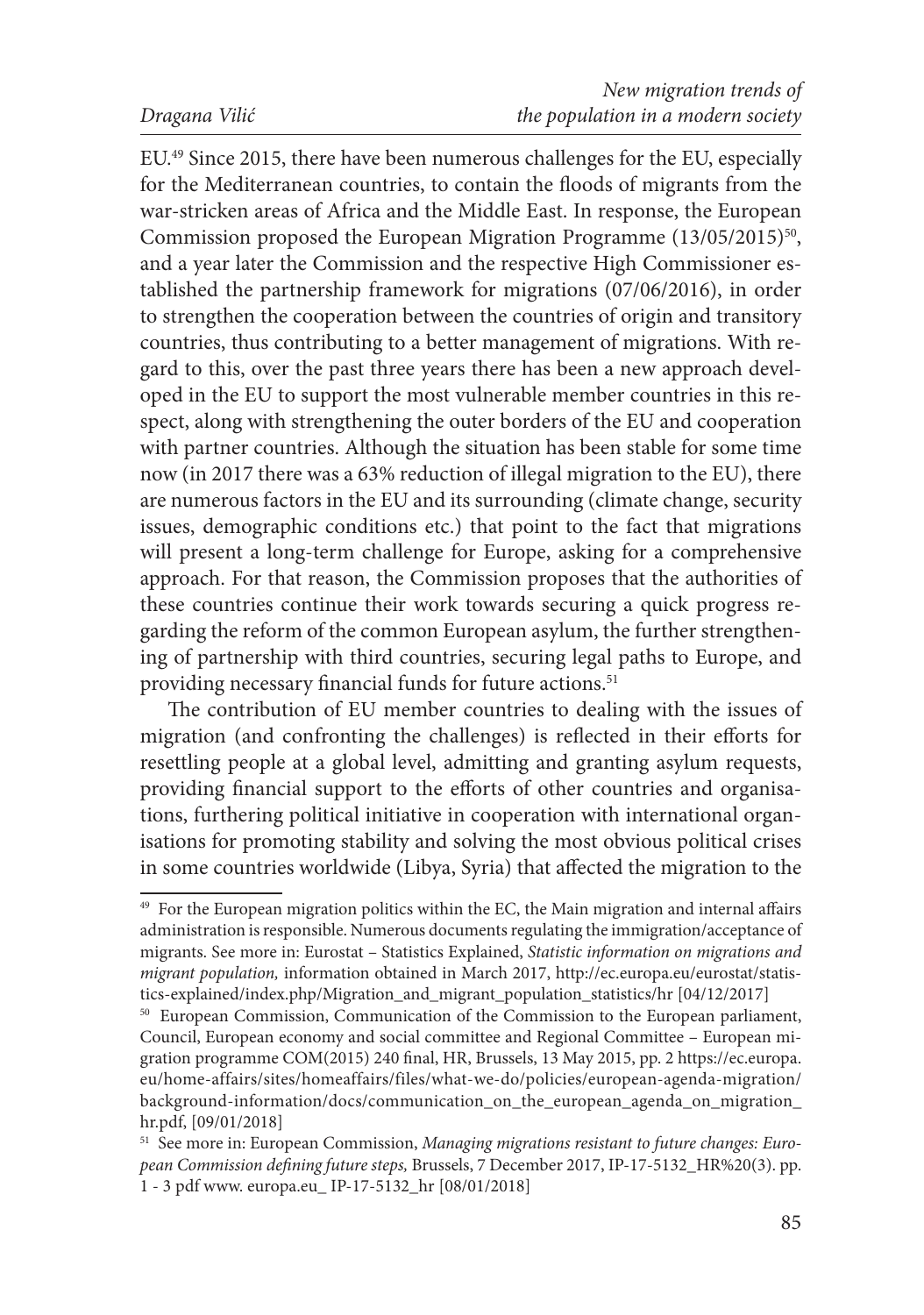EU.[49] Since 2015, there have been numerous challenges for the EU, especially for the Mediterranean countries, to contain the floods of migrants from the war-stricken areas of Africa and the Middle East. In response, the European Commission proposed the European Migration Programme (13/05/2015)[50], and a year later the Commission and the respective High Commissioner established the partnership framework for migrations (07/06/2016), in order to strengthen the cooperation between the countries of origin and transitory countries, thus contributing to a better management of migrations. With regard to this, over the past three years there has been a new approach developed in the EU to support the most vulnerable member countries in this respect, along with strengthening the outer borders of the EU and cooperation with partner countries. Although the situation has been stable for some time now (in 2017 there was a 63% reduction of illegal migration to the EU), there are numerous factors in the EU and its surrounding (climate change, security issues, demographic conditions etc.) that point to the fact that migrations will present a long-term challenge for Europe, asking for a comprehensive approach. For that reason, the Commission proposes that the authorities of these countries continue their work towards securing a quick progress regarding the reform of the common European asylum, the further strengthening of partnership with third countries, securing legal paths to Europe, and providing necessary financial funds for future actions.[51]

The contribution of EU member countries to dealing with the issues of migration (and confronting the challenges) is reflected in their efforts for resettling people at a global level, admitting and granting asylum requests, providing financial support to the efforts of other countries and organisations, furthering political initiative in cooperation with international organisations for promoting stability and solving the most obvious political crises in some countries worldwide (Libya, Syria) that affected the migration to the

---

[49] For the European migration politics within the EC, the Main migration and internal affairs administration is responsible. Numerous documents regulating the immigration/acceptance of migrants. See more in: Eurostat – Statistics Explained, *Statistic information on migrations and migrant population,* information obtained in March 2017, http://ec.europa.eu/eurostat/statistics-explained/index.php/Migration_and_migrant_population_statistics/hr [04/12/2017]

[50] European Commission, Communication of the Commission to the European parliament, Council, European economy and social committee and Regional Committee – European migration programme COM(2015) 240 final, HR, Brussels, 13 May 2015, pp. 2 https://ec.europa.eu/home-affairs/sites/homeaffairs/files/what-we-do/policies/european-agenda-migration/background-information/docs/communication_on_the_european_agenda_on_migration_hr.pdf, [09/01/2018]

[51] See more in: European Commission, *Managing migrations resistant to future changes: European Commission defining future steps,* Brussels, 7 December 2017, IP-17-5132_HR%20(3). pp. 1 - 3 pdf www. europa.eu_ IP-17-5132_hr [08/01/2018]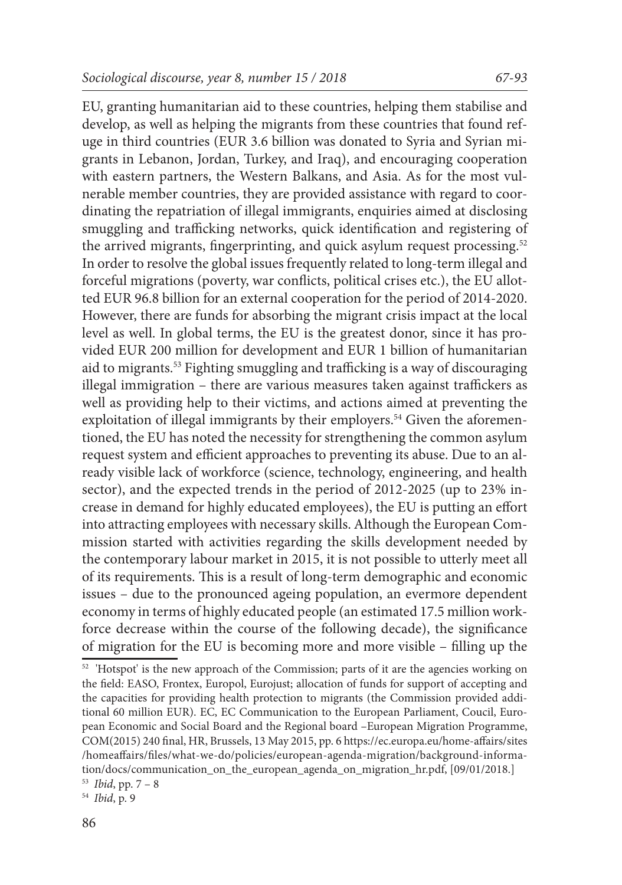EU, granting humanitarian aid to these countries, helping them stabilise and develop, as well as helping the migrants from these countries that found refuge in third countries (EUR 3.6 billion was donated to Syria and Syrian migrants in Lebanon, Jordan, Turkey, and Iraq), and encouraging cooperation with eastern partners, the Western Balkans, and Asia. As for the most vulnerable member countries, they are provided assistance with regard to coordinating the repatriation of illegal immigrants, enquiries aimed at disclosing smuggling and trafficking networks, quick identification and registering of the arrived migrants, fingerprinting, and quick asylum request processing.[52] In order to resolve the global issues frequently related to long-term illegal and forceful migrations (poverty, war conflicts, political crises etc.), the EU allotted EUR 96.8 billion for an external cooperation for the period of 2014-2020. However, there are funds for absorbing the migrant crisis impact at the local level as well. In global terms, the EU is the greatest donor, since it has provided EUR 200 million for development and EUR 1 billion of humanitarian aid to migrants.[53] Fighting smuggling and trafficking is a way of discouraging illegal immigration – there are various measures taken against traffickers as well as providing help to their victims, and actions aimed at preventing the exploitation of illegal immigrants by their employers.[54] Given the aforementioned, the EU has noted the necessity for strengthening the common asylum request system and efficient approaches to preventing its abuse. Due to an already visible lack of workforce (science, technology, engineering, and health sector), and the expected trends in the period of 2012-2025 (up to 23% increase in demand for highly educated employees), the EU is putting an effort into attracting employees with necessary skills. Although the European Commission started with activities regarding the skills development needed by the contemporary labour market in 2015, it is not possible to utterly meet all of its requirements. This is a result of long-term demographic and economic issues – due to the pronounced ageing population, an evermore dependent economy in terms of highly educated people (an estimated 17.5 million workforce decrease within the course of the following decade), the significance of migration for the EU is becoming more and more visible – filling up the

---

[52] 'Hotspot' is the new approach of the Commission; parts of it are the agencies working on the field: EASO, Frontex, Europol, Eurojust; allocation of funds for support of accepting and the capacities for providing health protection to migrants (the Commission provided additional 60 million EUR). EC, EC Communication to the European Parliament, Coucil, European Economic and Social Board and the Regional board –European Migration Programme, COM(2015) 240 final, HR, Brussels, 13 May 2015, pp. 6 https://ec.europa.eu/home-affairs/sites/homeaffairs/files/what-we-do/policies/european-agenda-migration/background-information/docs/communication_on_the_european_agenda_on_migration_hr.pdf, [09/01/2018.]

[53] *Ibid*, pp. 7 – 8

[54] *Ibid*, p. 9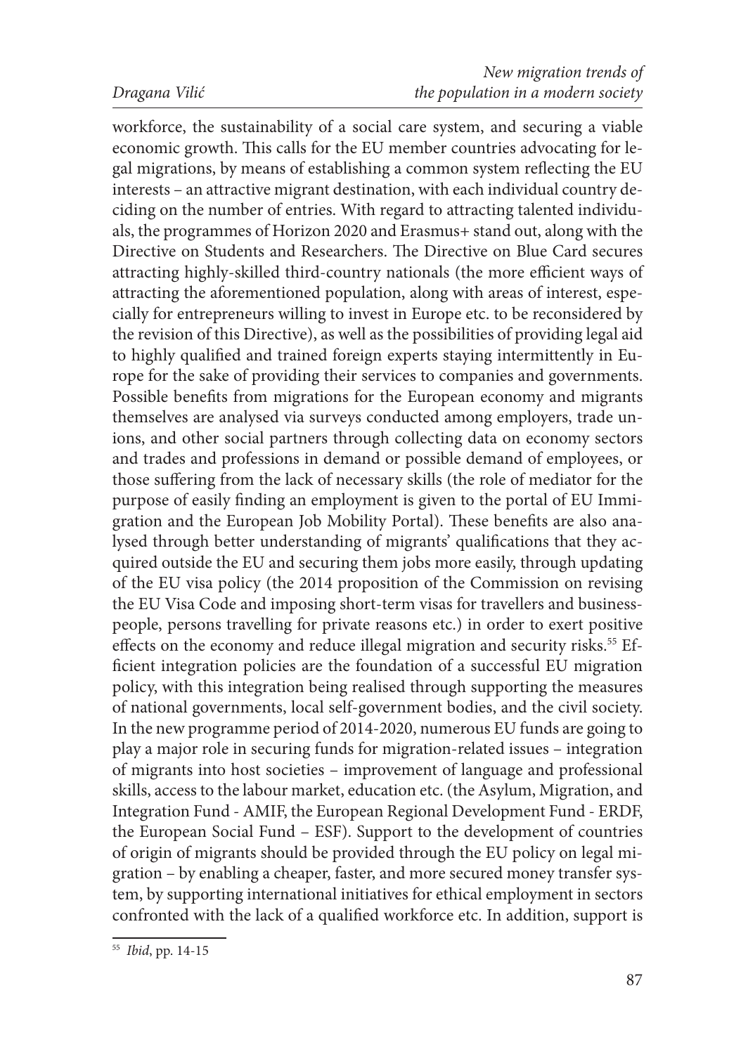workforce, the sustainability of a social care system, and securing a viable economic growth. This calls for the EU member countries advocating for legal migrations, by means of establishing a common system reflecting the EU interests – an attractive migrant destination, with each individual country deciding on the number of entries. With regard to attracting talented individuals, the programmes of Horizon 2020 and Erasmus+ stand out, along with the Directive on Students and Researchers. The Directive on Blue Card secures attracting highly-skilled third-country nationals (the more efficient ways of attracting the aforementioned population, along with areas of interest, especially for entrepreneurs willing to invest in Europe etc. to be reconsidered by the revision of this Directive), as well as the possibilities of providing legal aid to highly qualified and trained foreign experts staying intermittently in Europe for the sake of providing their services to companies and governments. Possible benefits from migrations for the European economy and migrants themselves are analysed via surveys conducted among employers, trade unions, and other social partners through collecting data on economy sectors and trades and professions in demand or possible demand of employees, or those suffering from the lack of necessary skills (the role of mediator for the purpose of easily finding an employment is given to the portal of EU Immigration and the European Job Mobility Portal). These benefits are also analysed through better understanding of migrants' qualifications that they acquired outside the EU and securing them jobs more easily, through updating of the EU visa policy (the 2014 proposition of the Commission on revising the EU Visa Code and imposing short-term visas for travellers and businesspeople, persons travelling for private reasons etc.) in order to exert positive effects on the economy and reduce illegal migration and security risks.[55] Efficient integration policies are the foundation of a successful EU migration policy, with this integration being realised through supporting the measures of national governments, local self-government bodies, and the civil society. In the new programme period of 2014-2020, numerous EU funds are going to play a major role in securing funds for migration-related issues – integration of migrants into host societies – improvement of language and professional skills, access to the labour market, education etc. (the Asylum, Migration, and Integration Fund - AMIF, the European Regional Development Fund - ERDF, the European Social Fund – ESF). Support to the development of countries of origin of migrants should be provided through the EU policy on legal migration – by enabling a cheaper, faster, and more secured money transfer system, by supporting international initiatives for ethical employment in sectors confronted with the lack of a qualified workforce etc. In addition, support is

---

[55] *Ibid*, pp. 14-15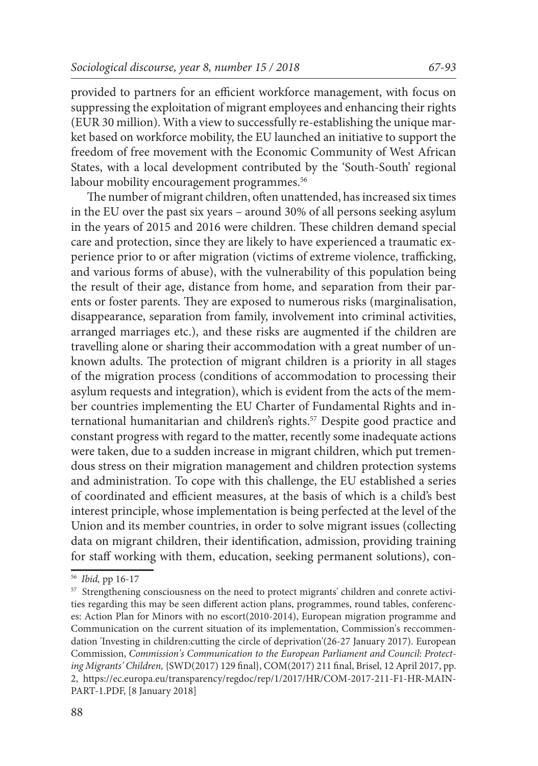provided to partners for an efficient workforce management, with focus on suppressing the exploitation of migrant employees and enhancing their rights (EUR 30 million). With a view to successfully re-establishing the unique market based on workforce mobility, the EU launched an initiative to support the freedom of free movement with the Economic Community of West African States, with a local development contributed by the 'South-South' regional labour mobility encouragement programmes.[56]

The number of migrant children, often unattended, has increased six times in the EU over the past six years – around 30% of all persons seeking asylum in the years of 2015 and 2016 were children. These children demand special care and protection, since they are likely to have experienced a traumatic experience prior to or after migration (victims of extreme violence, trafficking, and various forms of abuse), with the vulnerability of this population being the result of their age, distance from home, and separation from their parents or foster parents. They are exposed to numerous risks (marginalisation, disappearance, separation from family, involvement into criminal activities, arranged marriages etc.), and these risks are augmented if the children are travelling alone or sharing their accommodation with a great number of unknown adults. The protection of migrant children is a priority in all stages of the migration process (conditions of accommodation to processing their asylum requests and integration), which is evident from the acts of the member countries implementing the EU Charter of Fundamental Rights and international humanitarian and children's rights.[57] Despite good practice and constant progress with regard to the matter, recently some inadequate actions were taken, due to a sudden increase in migrant children, which put tremendous stress on their migration management and children protection systems and administration. To cope with this challenge, the EU established a series of coordinated and efficient measures, at the basis of which is a child's best interest principle, whose implementation is being perfected at the level of the Union and its member countries, in order to solve migrant issues (collecting data on migrant children, their identification, admission, providing training for staff working with them, education, seeking permanent solutions), con-

---

[56] *Ibid,* pp 16-17

[57] Strengthening consciousness on the need to protect migrants' children and conrete activities regarding this may be seen different action plans, programmes, round tables, conferences: Action Plan for Minors with no escort(2010-2014), European migration programme and Communication on the current situation of its implementation, Commission's reccommendation 'Investing in children:cutting the circle of deprivation'(26-27 January 2017). European Commission, *Commission's Communication to the European Parliament and Council*: *Protecting Migrants' Children,* {SWD(2017) 129 final}, COM(2017) 211 final, Brisel, 12 April 2017, pp. 2, https://ec.europa.eu/transparency/regdoc/rep/1/2017/HR/COM-2017-211-F1-HR-MAIN-PART-1.PDF, [8 January 2018]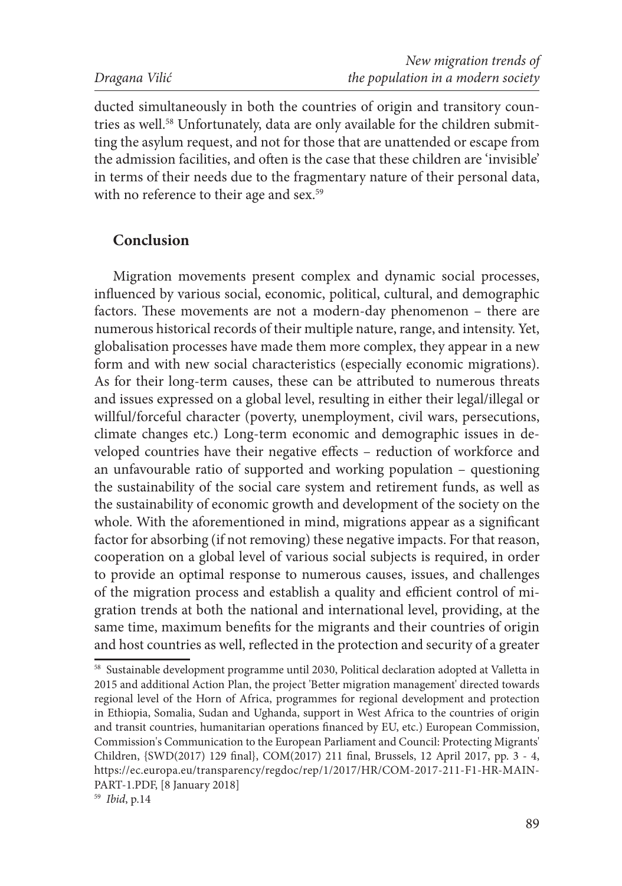ducted simultaneously in both the countries of origin and transitory countries as well.[58] Unfortunately, data are only available for the children submitting the asylum request, and not for those that are unattended or escape from the admission facilities, and often is the case that these children are 'invisible' in terms of their needs due to the fragmentary nature of their personal data, with no reference to their age and sex.[59]

## Conclusion

Migration movements present complex and dynamic social processes, influenced by various social, economic, political, cultural, and demographic factors. These movements are not a modern-day phenomenon – there are numerous historical records of their multiple nature, range, and intensity. Yet, globalisation processes have made them more complex, they appear in a new form and with new social characteristics (especially economic migrations). As for their long-term causes, these can be attributed to numerous threats and issues expressed on a global level, resulting in either their legal/illegal or willful/forceful character (poverty, unemployment, civil wars, persecutions, climate changes etc.) Long-term economic and demographic issues in developed countries have their negative effects – reduction of workforce and an unfavourable ratio of supported and working population – questioning the sustainability of the social care system and retirement funds, as well as the sustainability of economic growth and development of the society on the whole. With the aforementioned in mind, migrations appear as a significant factor for absorbing (if not removing) these negative impacts. For that reason, cooperation on a global level of various social subjects is required, in order to provide an optimal response to numerous causes, issues, and challenges of the migration process and establish a quality and efficient control of migration trends at both the national and international level, providing, at the same time, maximum benefits for the migrants and their countries of origin and host countries as well, reflected in the protection and security of a greater

---

[58] Sustainable development programme until 2030, Political declaration adopted at Valletta in 2015 and additional Action Plan, the project 'Better migration management' directed towards regional level of the Horn of Africa, programmes for regional development and protection in Ethiopia, Somalia, Sudan and Ughanda, support in West Africa to the countries of origin and transit countries, humanitarian operations financed by EU, etc.) European Commission, Commission's Communication to the European Parliament and Council: Protecting Migrants' Children, {SWD(2017) 129 final}, COM(2017) 211 final, Brussels, 12 April 2017, pp. 3 - 4, https://ec.europa.eu/transparency/regdoc/rep/1/2017/HR/COM-2017-211-F1-HR-MAIN-PART-1.PDF, [8 January 2018]

[59] *Ibid*, p.14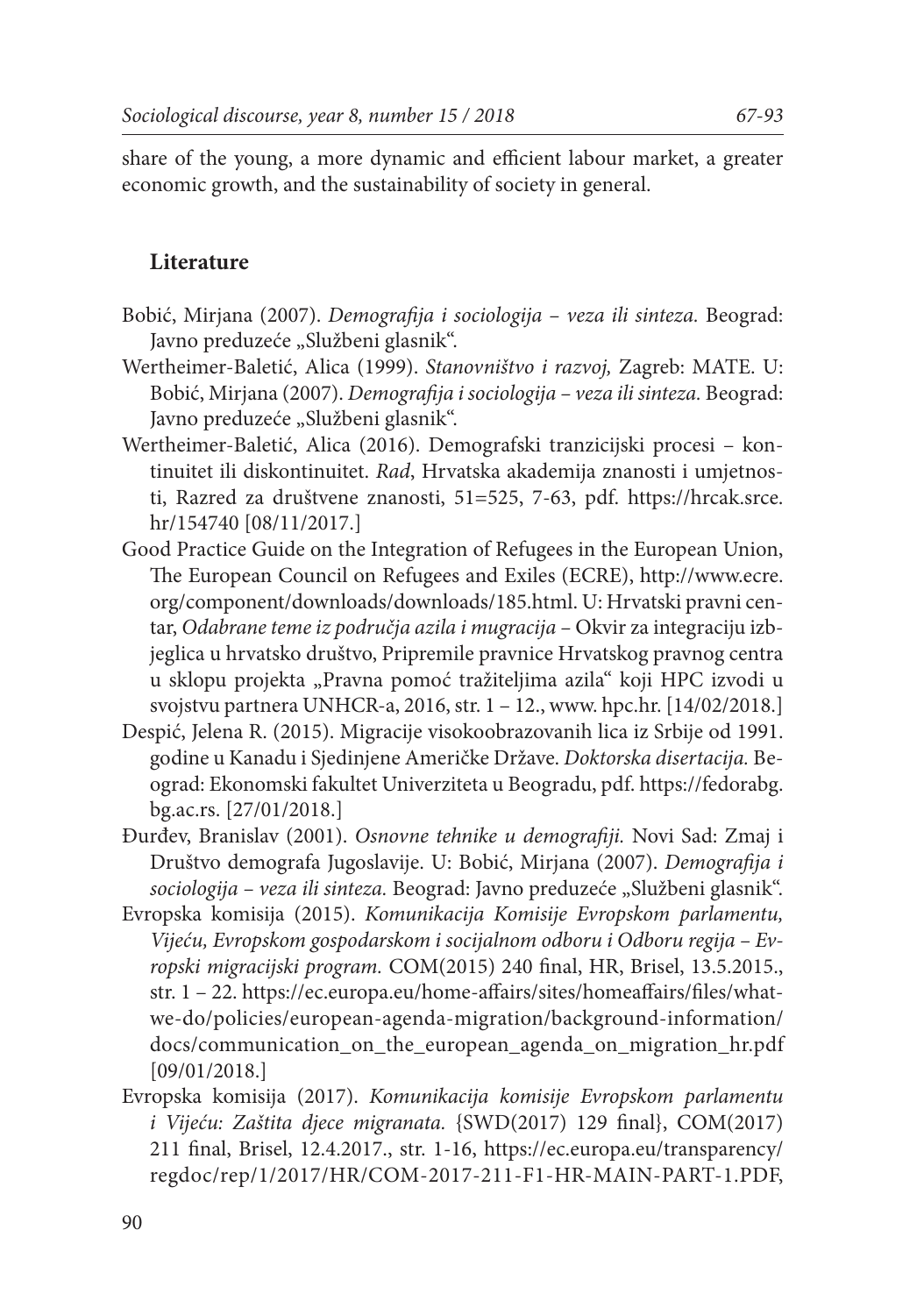share of the young, a more dynamic and efficient labour market, a greater economic growth, and the sustainability of society in general.

## Literature

Bobić, Mirjana (2007). *Demografija i sociologija – veza ili sinteza.* Beograd: Javno preduzeće „Službeni glasnik".

Wertheimer-Baletić, Alica (1999). *Stanovništvo i razvoj,* Zagreb: MATE. U: Bobić, Mirjana (2007). *Demografija i sociologija – veza ili sinteza.* Beograd: Javno preduzeće „Službeni glasnik".

Wertheimer-Baletić, Alica (2016). Demografski tranzicijski procesi – kontinuitet ili diskontinuitet. *Rad*, Hrvatska akademija znanosti i umjetnosti, Razred za društvene znanosti, 51=525, 7-63, pdf. https://hrcak.srce.hr/154740 [08/11/2017.]

Good Practice Guide on the Integration of Refugees in the European Union, The European Council on Refugees and Exiles (ECRE), http://www.ecre.org/component/downloads/downloads/185.html. U: Hrvatski pravni centar, *Odabrane teme iz područja azila i mugracija* – Okvir za integraciju izbjeglica u hrvatsko društvo, Pripremile pravnice Hrvatskog pravnog centra u sklopu projekta „Pravna pomoć tražiteljima azila" koji HPC izvodi u svojstvu partnera UNHCR-a, 2016, str. 1 – 12., www. hpc.hr. [14/02/2018.]

Despić, Jelena R. (2015). Migracije visokoobrazovanih lica iz Srbije od 1991. godine u Kanadu i Sjedinjene Američke Države. *Doktorska disertacija.* Beograd: Ekonomski fakultet Univerziteta u Beogradu, pdf. https://fedorabg.bg.ac.rs. [27/01/2018.]

Đurđev, Branislav (2001). *Osnovne tehnike u demografiji.* Novi Sad: Zmaj i Društvo demografa Jugoslavije. U: Bobić, Mirjana (2007). *Demografija i sociologija – veza ili sinteza.* Beograd: Javno preduzeće „Službeni glasnik".

Evropska komisija (2015). *Komunikacija Komisije Evropskom parlamentu, Vijeću, Evropskom gospodarskom i socijalnom odboru i Odboru regija – Evropski migracijski program.* COM(2015) 240 final, HR, Brisel, 13.5.2015., str. 1 – 22. https://ec.europa.eu/home-affairs/sites/homeaffairs/files/what-we-do/policies/european-agenda-migration/background-information/docs/communication_on_the_european_agenda_on_migration_hr.pdf [09/01/2018.]

Evropska komisija (2017). *Komunikacija komisije Evropskom parlamentu i Vijeću: Zaštita djece migranata.* {SWD(2017) 129 final}, COM(2017) 211 final, Brisel, 12.4.2017., str. 1-16, https://ec.europa.eu/transparency/regdoc/rep/1/2017/HR/COM-2017-211-F1-HR-MAIN-PART-1.PDF,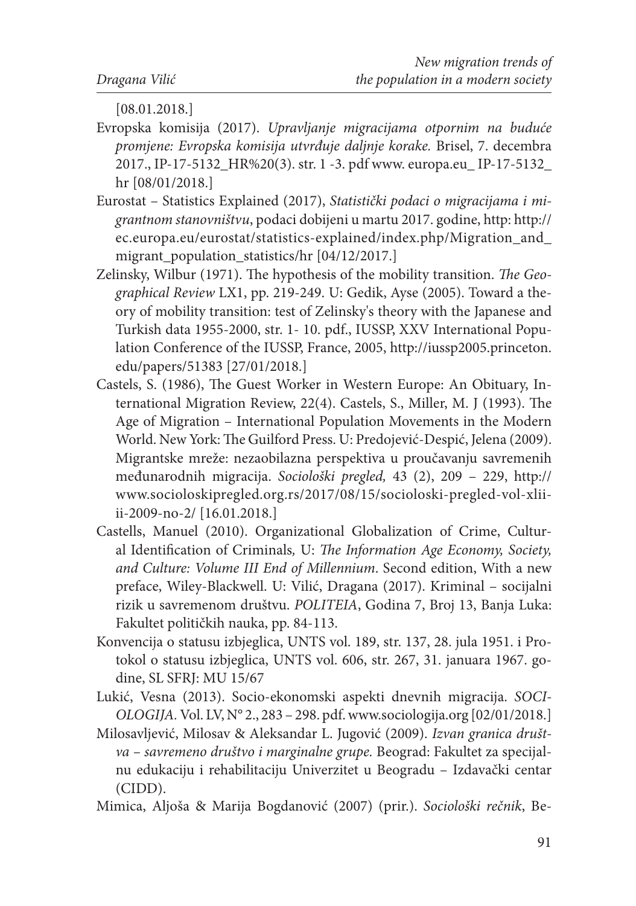[08.01.2018.]

Evropska komisija (2017). *Upravljanje migracijama otpornim na buduće promjene: Evropska komisija utvrđuje daljnje korake.* Brisel, 7. decembra 2017., IP-17-5132_HR%20(3). str. 1 -3. pdf www. europa.eu_ IP-17-5132_ hr [08/01/2018.]

Eurostat – Statistics Explained (2017), *Statistički podaci o migracijama i migrantnom stanovništvu*, podaci dobijeni u martu 2017. godine, http: http://ec.europa.eu/eurostat/statistics-explained/index.php/Migration_and_migrant_population_statistics/hr [04/12/2017.]

Zelinsky, Wilbur (1971). The hypothesis of the mobility transition. *The Geographical Review* LX1, pp. 219-249. U: Gedik, Ayse (2005). Toward a theory of mobility transition: test of Zelinsky's theory with the Japanese and Turkish data 1955-2000, str. 1- 10. pdf., IUSSP, XXV International Population Conference of the IUSSP, France, 2005, http://iussp2005.princeton.edu/papers/51383 [27/01/2018.]

Castels, S. (1986), The Guest Worker in Western Europe: An Obituary, International Migration Review, 22(4). Castels, S., Miller, M. J (1993). The Age of Migration – International Population Movements in the Modern World. New York: The Guilford Press. U: Predojević-Despić, Jelena (2009). Migrantske mreže: nezaobilazna perspektiva u proučavanju savremenih međunarodnih migracija. *Sociološki pregled,* 43 (2), 209 – 229, http://www.socioloskipregled.org.rs/2017/08/15/socioloski-pregled-vol-xliiii-2009-no-2/ [16.01.2018.]

Castells, Manuel (2010). Organizational Globalization of Crime, Cultural Identification of Criminals*,* U: *The Information Age Economy, Society, and Culture: Volume III End of Millennium*. Second edition, With a new preface, Wiley-Blackwell. U: Vilić, Dragana (2017). Kriminal – socijalni rizik u savremenom društvu. *POLITEIA*, Godina 7, Broj 13, Banja Luka: Fakultet političkih nauka, pp. 84-113.

Konvencija o statusu izbjeglica, UNTS vol. 189, str. 137, 28. jula 1951. i Protokol o statusu izbjeglica, UNTS vol. 606, str. 267, 31. januara 1967. godine, SL SFRJ: MU 15/67

Lukić, Vesna (2013). Socio-ekonomski aspekti dnevnih migracija. *SOCIOLOGIJA*. Vol. LV, N° 2., 283 – 298. pdf. www.sociologija.org [02/01/2018.]

Milosavljević, Milosav & Aleksandar L. Jugović (2009). *Izvan granica društva – savremeno društvo i marginalne grupe.* Beograd: Fakultet za specijalnu edukaciju i rehabilitaciju Univerzitet u Beogradu – Izdavački centar (CIDD).

Mimica, Aljoša & Marija Bogdanović (2007) (prir.). *Sociološki rečnik*, Be-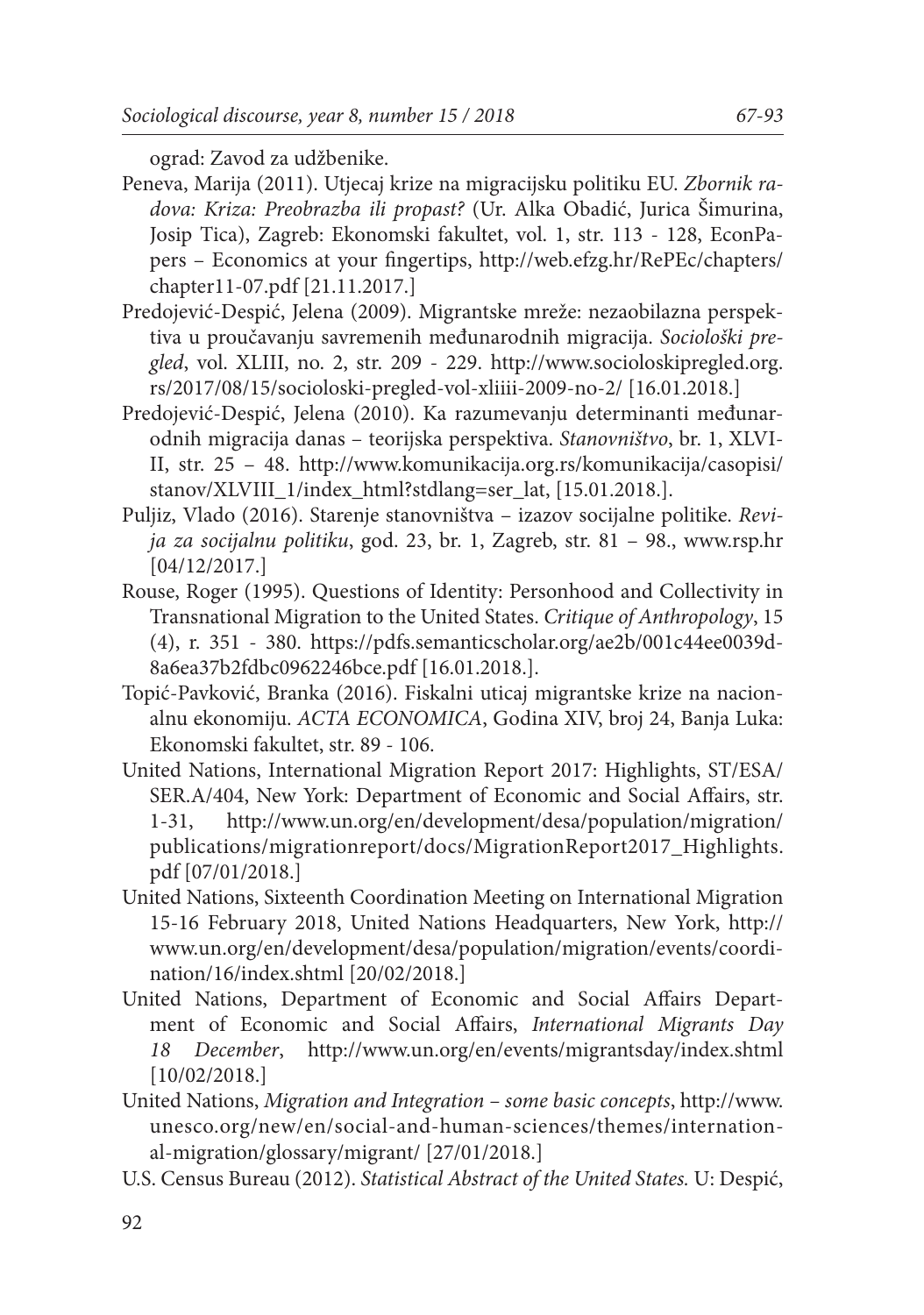ograd: Zavod za udžbenike.

Peneva, Marija (2011). Utjecaj krize na migracijsku politiku EU. *Zbornik radova: Kriza: Preobrazba ili propast?* (Ur. Alka Obadić, Jurica Šimurina, Josip Tica), Zagreb: Ekonomski fakultet, vol. 1, str. 113 - 128, EconPapers – Economics at your fingertips, http://web.efzg.hr/RePEc/chapters/chapter11-07.pdf [21.11.2017.]

Predojević-Despić, Jelena (2009). Migrantske mreže: nezaobilazna perspektiva u proučavanju savremenih međunarodnih migracija. *Sociološki pregled*, vol. XLIII, no. 2, str. 209 - 229. http://www.socioloskipregled.org.rs/2017/08/15/socioloski-pregled-vol-xliiii-2009-no-2/ [16.01.2018.]

Predojević-Despić, Jelena (2010). Ka razumevanju determinanti međunarodnih migracija danas – teorijska perspektiva. *Stanovništvo*, br. 1, XLVIII, str. 25 – 48. http://www.komunikacija.org.rs/komunikacija/casopisi/stanov/XLVIII_1/index_html?stdlang=ser_lat, [15.01.2018.].

Puljiz, Vlado (2016). Starenje stanovništva – izazov socijalne politike. *Revija za socijalnu politiku*, god. 23, br. 1, Zagreb, str. 81 – 98., www.rsp.hr [04/12/2017.]

Rouse, Roger (1995). Questions of Identity: Personhood and Collectivity in Transnational Migration to the United States. *Critique of Anthropology*, 15 (4), r. 351 - 380. https://pdfs.semanticscholar.org/ae2b/001c44ee0039d8a6ea37b2fdbc0962246bce.pdf [16.01.2018.].

Topić-Pavković, Branka (2016). Fiskalni uticaj migrantske krize na nacionalnu ekonomiju. *ACTA ECONOMICA*, Godina XIV, broj 24, Banja Luka: Ekonomski fakultet, str. 89 - 106.

United Nations, International Migration Report 2017: Highlights, ST/ESA/SER.A/404, New York: Department of Economic and Social Affairs, str. 1-31, http://www.un.org/en/development/desa/population/migration/publications/migrationreport/docs/MigrationReport2017_Highlights.pdf [07/01/2018.]

United Nations, Sixteenth Coordination Meeting on International Migration 15-16 February 2018, United Nations Headquarters, New York, http://www.un.org/en/development/desa/population/migration/events/coordination/16/index.shtml [20/02/2018.]

United Nations, Department of Economic and Social Affairs Department of Economic and Social Affairs, *International Migrants Day 18 December*, http://www.un.org/en/events/migrantsday/index.shtml [10/02/2018.]

United Nations, *Migration and Integration – some basic concepts*, http://www.unesco.org/new/en/social-and-human-sciences/themes/international-migration/glossary/migrant/ [27/01/2018.]

U.S. Census Bureau (2012). *Statistical Abstract of the United States.* U: Despić,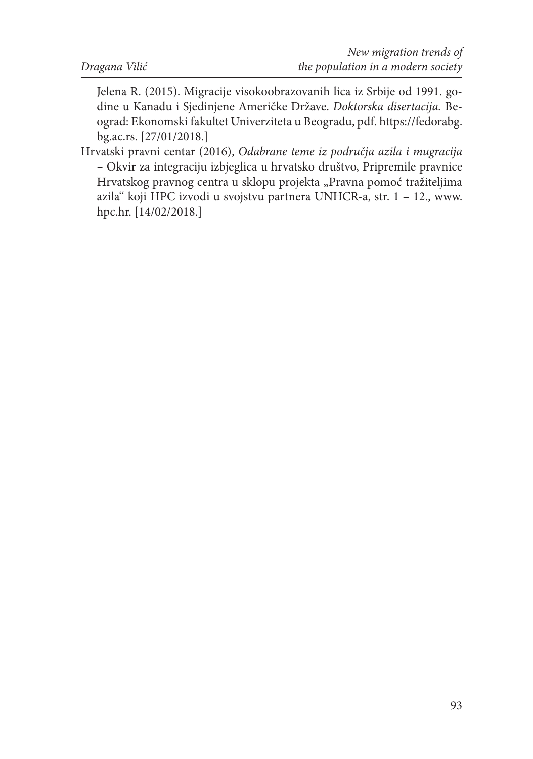Jelena R. (2015). Migracije visokoobrazovanih lica iz Srbije od 1991. godine u Kanadu i Sjedinjene Američke Države. *Doktorska disertacija.* Beograd: Ekonomski fakultet Univerziteta u Beogradu, pdf. https://fedorabg.bg.ac.rs. [27/01/2018.]

Hrvatski pravni centar (2016), *Odabrane teme iz područja azila i mugracija* – Okvir za integraciju izbjeglica u hrvatsko društvo, Pripremile pravnice Hrvatskog pravnog centra u sklopu projekta „Pravna pomoć tražiteljima azila" koji HPC izvodi u svojstvu partnera UNHCR-a, str. 1 – 12., www.hpc.hr. [14/02/2018.]